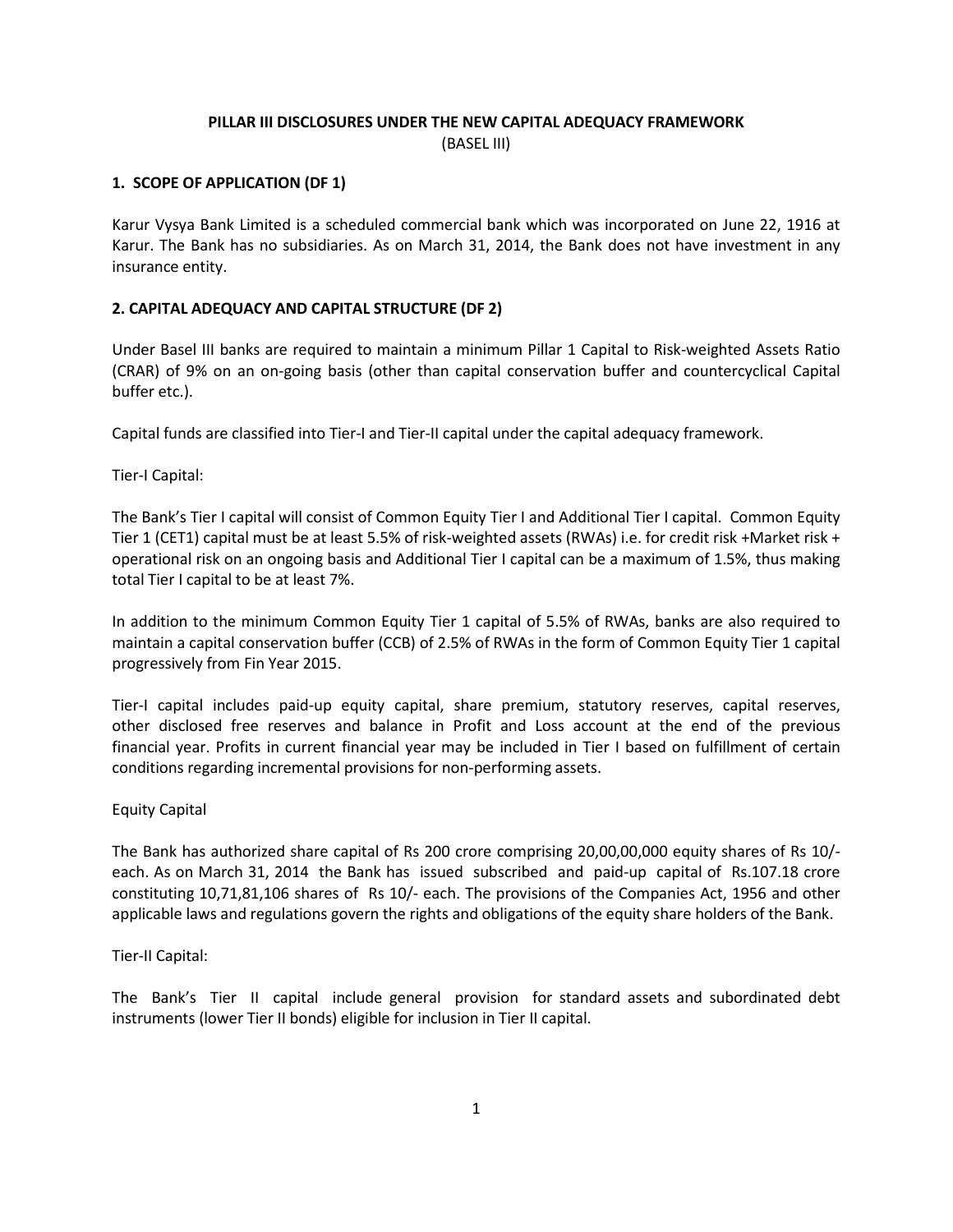# PILLAR III DISCLOSURES UNDER THE NEW CAPITAL ADEQUACY FRAMEWORK

(BASEL III)

## 1. SCOPE OF APPLICATION (DF 1)

Karur Vysya Bank Limited is a scheduled commercial bank which was incorporated on June 22, 1916 at Karur. The Bank has no subsidiaries. As on March 31, 2014, the Bank does not have investment in any insurance entity.

## 2. CAPITAL ADEQUACY AND CAPITAL STRUCTURE (DF 2)

Under Basel III banks are required to maintain a minimum Pillar 1 Capital to Risk-weighted Assets Ratio (CRAR) of 9% on an on-going basis (other than capital conservation buffer and countercyclical Capital buffer etc.).

Capital funds are classified into Tier-I and Tier-II capital under the capital adequacy framework.

Tier-I Capital:

The Bank's Tier I capital will consist of Common Equity Tier I and Additional Tier I capital. Common Equity Tier 1 (CET1) capital must be at least 5.5% of risk-weighted assets (RWAs) i.e. for credit risk +Market risk + operational risk on an ongoing basis and Additional Tier I capital can be a maximum of 1.5%, thus making total Tier I capital to be at least 7%.

In addition to the minimum Common Equity Tier 1 capital of 5.5% of RWAs, banks are also required to maintain a capital conservation buffer (CCB) of 2.5% of RWAs in the form of Common Equity Tier 1 capital progressively from Fin Year 2015.

Tier-I capital includes paid-up equity capital, share premium, statutory reserves, capital reserves, other disclosed free reserves and balance in Profit and Loss account at the end of the previous financial year. Profits in current financial year may be included in Tier I based on fulfillment of certain conditions regarding incremental provisions for non-performing assets.

Equity Capital

The Bank has authorized share capital of Rs 200 crore comprising 20,00,00,000 equity shares of Rs 10/- each. As on March 31, 2014 the Bank has issued subscribed and paid-up capital of Rs.107.18 crore constituting 10,71,81,106 shares of Rs 10/- each. The provisions of the Companies Act, 1956 and other applicable laws and regulations govern the rights and obligations of the equity share holders of the Bank.

Tier-II Capital:

The Bank's Tier II capital include general provision for standard assets and subordinated debt instruments (lower Tier II bonds) eligible for inclusion in Tier II capital.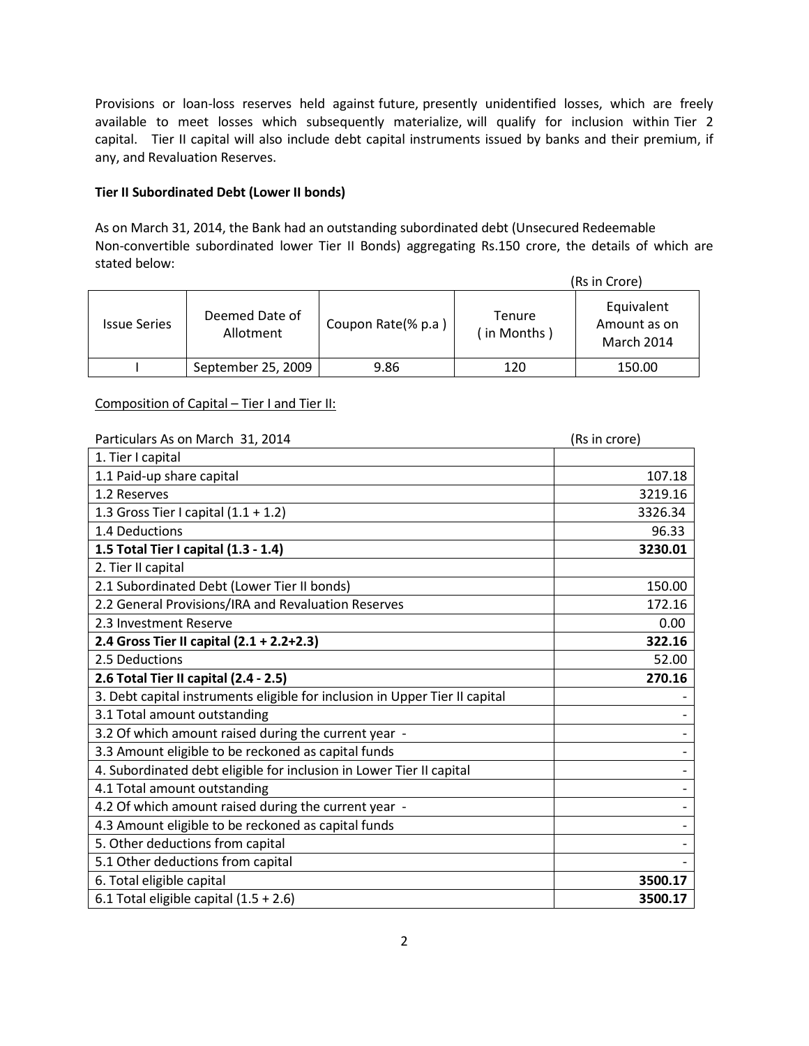Provisions or loan-loss reserves held against future, presently unidentified losses, which are freely available to meet losses which subsequently materialize, will qualify for inclusion within Tier 2 capital. Tier II capital will also include debt capital instruments issued by banks and their premium, if any, and Revaluation Reserves.

**Tier II Subordinated Debt (Lower II bonds)**

As on March 31, 2014, the Bank had an outstanding subordinated debt (Unsecured Redeemable Non-convertible subordinated lower Tier II Bonds) aggregating Rs.150 crore, the details of which are stated below:

(Rs in Crore)

| Issue Series | Deemed Date of Allotment | Coupon Rate(% p.a ) | Tenure ( in Months ) | Equivalent Amount as on March 2014 |
|---|---|---|---|---|
| I | September 25, 2009 | 9.86 | 120 | 150.00 |

Composition of Capital – Tier I and Tier II:

| Particulars As on March 31, 2014 | (Rs in crore) |
|---|---|
| 1. Tier I capital | |
| 1.1 Paid-up share capital | 107.18 |
| 1.2 Reserves | 3219.16 |
| 1.3 Gross Tier I capital (1.1 + 1.2) | 3326.34 |
| 1.4 Deductions | 96.33 |
| **1.5 Total Tier I capital (1.3 - 1.4)** | **3230.01** |
| 2. Tier II capital | |
| 2.1 Subordinated Debt (Lower Tier II bonds) | 150.00 |
| 2.2 General Provisions/IRA and Revaluation Reserves | 172.16 |
| 2.3 Investment Reserve | 0.00 |
| **2.4 Gross Tier II capital (2.1 + 2.2+2.3)** | **322.16** |
| 2.5 Deductions | 52.00 |
| **2.6 Total Tier II capital (2.4 - 2.5)** | **270.16** |
| 3. Debt capital instruments eligible for inclusion in Upper Tier II capital | - |
| 3.1 Total amount outstanding | - |
| 3.2 Of which amount raised during the current year - | - |
| 3.3 Amount eligible to be reckoned as capital funds | - |
| 4. Subordinated debt eligible for inclusion in Lower Tier II capital | - |
| 4.1 Total amount outstanding | - |
| 4.2 Of which amount raised during the current year - | - |
| 4.3 Amount eligible to be reckoned as capital funds | - |
| 5. Other deductions from capital | - |
| 5.1 Other deductions from capital | - |
| 6. Total eligible capital | **3500.17** |
| 6.1 Total eligible capital (1.5 + 2.6) | **3500.17** |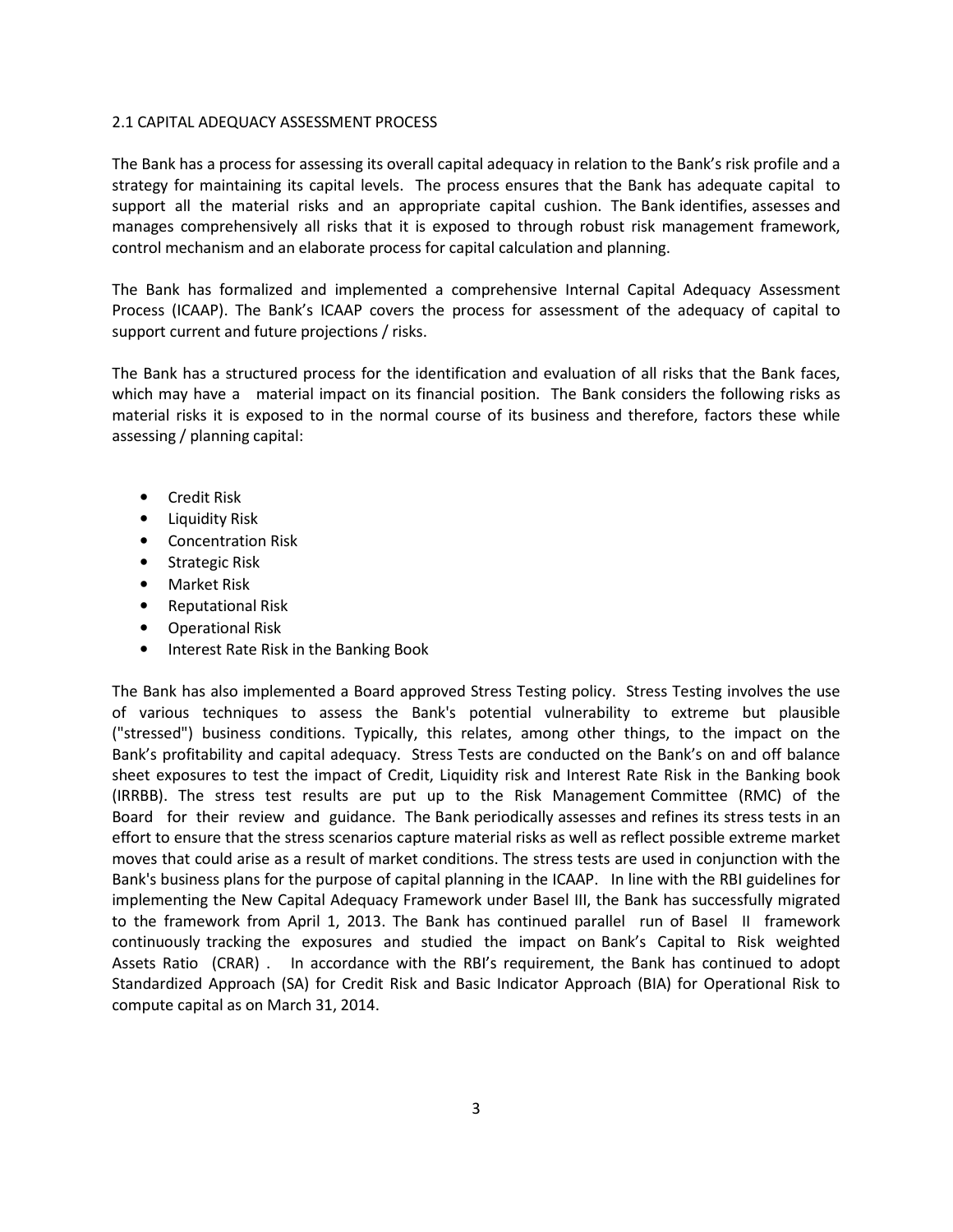## 2.1 CAPITAL ADEQUACY ASSESSMENT PROCESS

The Bank has a process for assessing its overall capital adequacy in relation to the Bank's risk profile and a strategy for maintaining its capital levels. The process ensures that the Bank has adequate capital to support all the material risks and an appropriate capital cushion. The Bank identifies, assesses and manages comprehensively all risks that it is exposed to through robust risk management framework, control mechanism and an elaborate process for capital calculation and planning.

The Bank has formalized and implemented a comprehensive Internal Capital Adequacy Assessment Process (ICAAP). The Bank's ICAAP covers the process for assessment of the adequacy of capital to support current and future projections / risks.

The Bank has a structured process for the identification and evaluation of all risks that the Bank faces, which may have a material impact on its financial position. The Bank considers the following risks as material risks it is exposed to in the normal course of its business and therefore, factors these while assessing / planning capital:

- Credit Risk
- Liquidity Risk
- Concentration Risk
- Strategic Risk
- Market Risk
- Reputational Risk
- Operational Risk
- Interest Rate Risk in the Banking Book

The Bank has also implemented a Board approved Stress Testing policy. Stress Testing involves the use of various techniques to assess the Bank's potential vulnerability to extreme but plausible ("stressed") business conditions. Typically, this relates, among other things, to the impact on the Bank's profitability and capital adequacy. Stress Tests are conducted on the Bank's on and off balance sheet exposures to test the impact of Credit, Liquidity risk and Interest Rate Risk in the Banking book (IRRBB). The stress test results are put up to the Risk Management Committee (RMC) of the Board for their review and guidance. The Bank periodically assesses and refines its stress tests in an effort to ensure that the stress scenarios capture material risks as well as reflect possible extreme market moves that could arise as a result of market conditions. The stress tests are used in conjunction with the Bank's business plans for the purpose of capital planning in the ICAAP. In line with the RBI guidelines for implementing the New Capital Adequacy Framework under Basel III, the Bank has successfully migrated to the framework from April 1, 2013. The Bank has continued parallel run of Basel II framework continuously tracking the exposures and studied the impact on Bank's Capital to Risk weighted Assets Ratio (CRAR) . In accordance with the RBI's requirement, the Bank has continued to adopt Standardized Approach (SA) for Credit Risk and Basic Indicator Approach (BIA) for Operational Risk to compute capital as on March 31, 2014.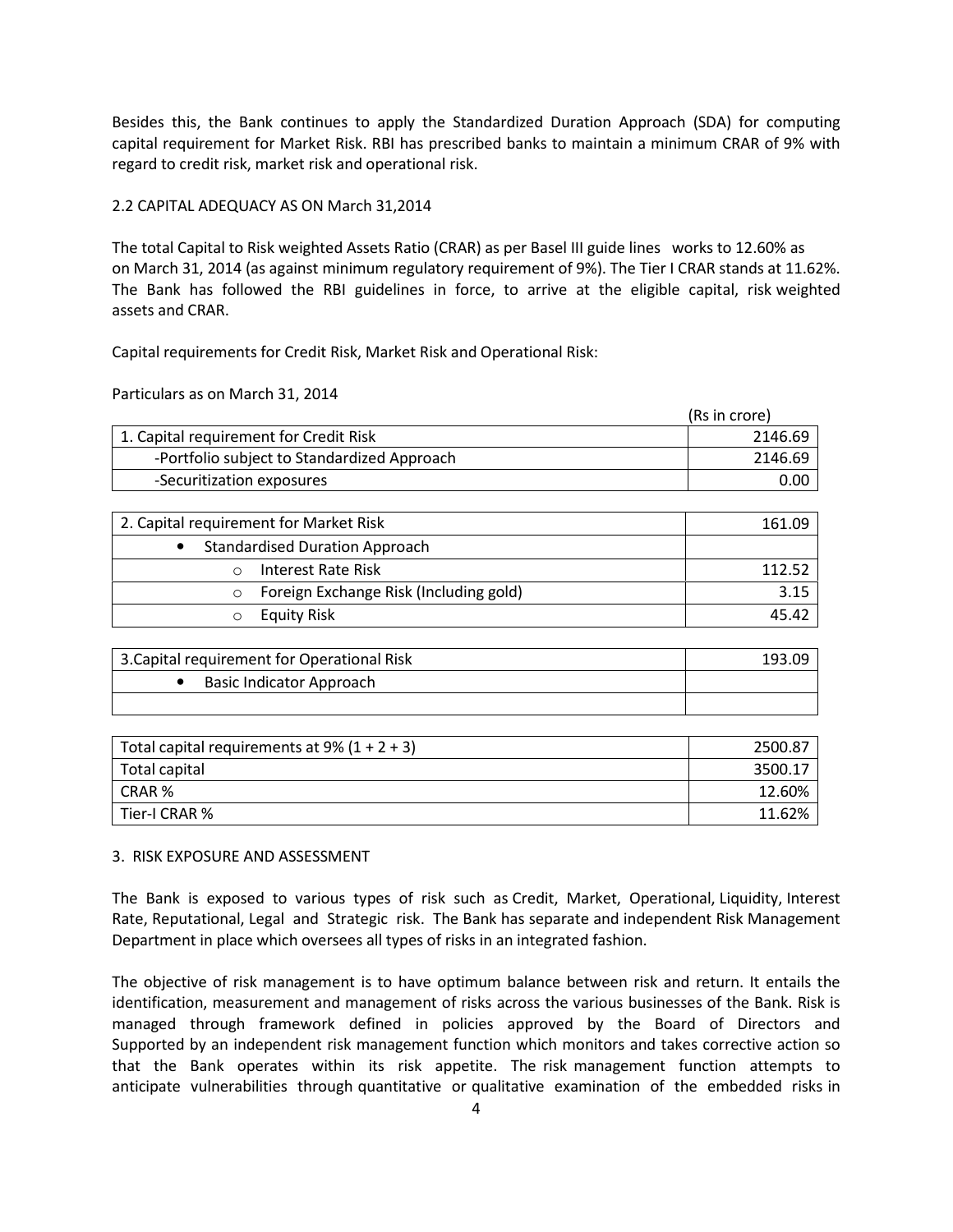Besides this, the Bank continues to apply the Standardized Duration Approach (SDA) for computing capital requirement for Market Risk. RBI has prescribed banks to maintain a minimum CRAR of 9% with regard to credit risk, market risk and operational risk.

## 2.2 CAPITAL ADEQUACY AS ON March 31,2014

The total Capital to Risk weighted Assets Ratio (CRAR) as per Basel III guide lines works to 12.60% as on March 31, 2014 (as against minimum regulatory requirement of 9%). The Tier I CRAR stands at 11.62%. The Bank has followed the RBI guidelines in force, to arrive at the eligible capital, risk weighted assets and CRAR.

Capital requirements for Credit Risk, Market Risk and Operational Risk:

Particulars as on March 31, 2014

(Rs in crore)

| Particulars | (Rs in crore) |
|---|---|
| 1. Capital requirement for Credit Risk | 2146.69 |
| -Portfolio subject to Standardized Approach | 2146.69 |
| -Securitization exposures | 0.00 |

| Particulars | (Rs in crore) |
|---|---|
| 2. Capital requirement for Market Risk | 161.09 |
| • Standardised Duration Approach | |
| o Interest Rate Risk | 112.52 |
| o Foreign Exchange Risk (Including gold) | 3.15 |
| o Equity Risk | 45.42 |

| Particulars | (Rs in crore) |
|---|---|
| 3.Capital requirement for Operational Risk | 193.09 |
| • Basic Indicator Approach | |
| | |

| Particulars | (Rs in crore) |
|---|---|
| Total capital requirements at 9% (1 + 2 + 3) | 2500.87 |
| Total capital | 3500.17 |
| CRAR % | 12.60% |
| Tier-I CRAR % | 11.62% |

## 3. RISK EXPOSURE AND ASSESSMENT

The Bank is exposed to various types of risk such as Credit, Market, Operational, Liquidity, Interest Rate, Reputational, Legal and Strategic risk. The Bank has separate and independent Risk Management Department in place which oversees all types of risks in an integrated fashion.

The objective of risk management is to have optimum balance between risk and return. It entails the identification, measurement and management of risks across the various businesses of the Bank. Risk is managed through framework defined in policies approved by the Board of Directors and Supported by an independent risk management function which monitors and takes corrective action so that the Bank operates within its risk appetite. The risk management function attempts to anticipate vulnerabilities through quantitative or qualitative examination of the embedded risks in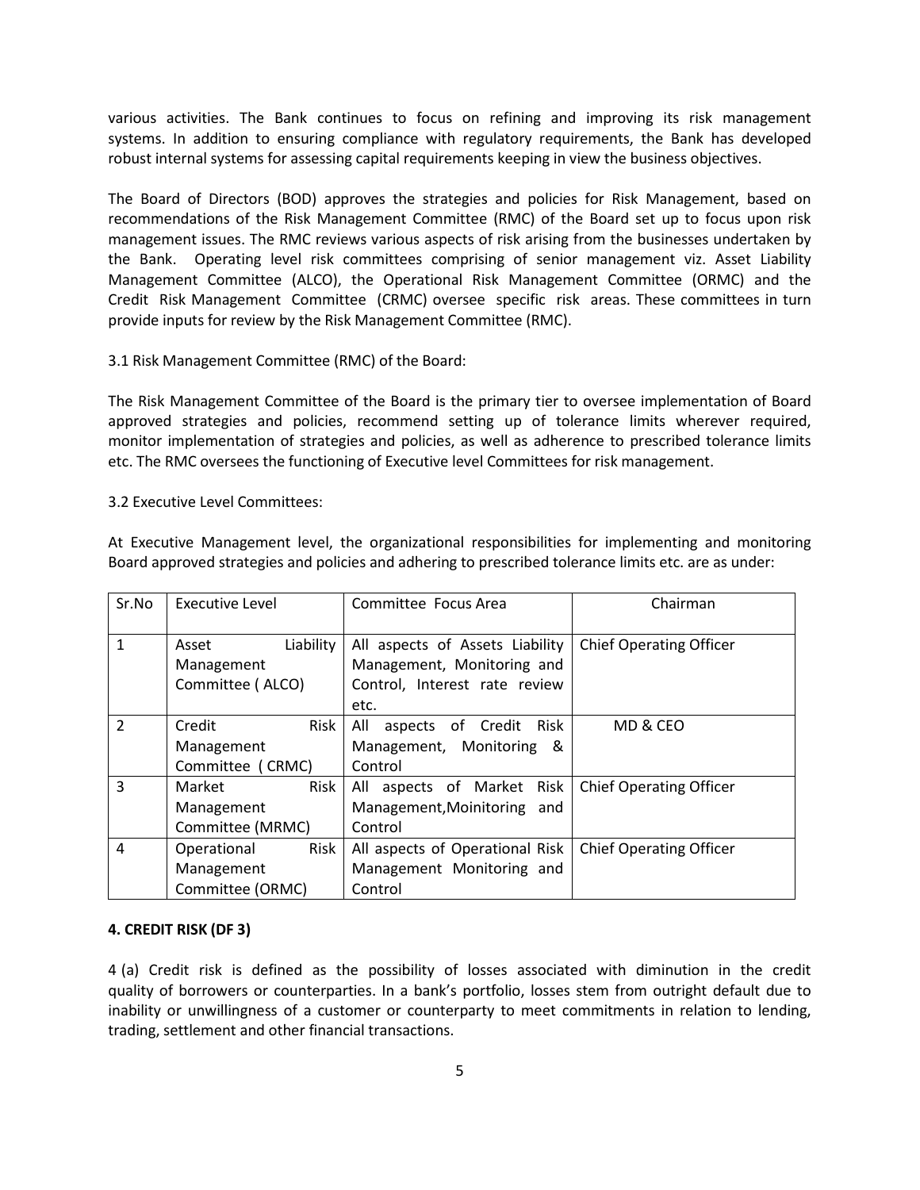various activities. The Bank continues to focus on refining and improving its risk management systems. In addition to ensuring compliance with regulatory requirements, the Bank has developed robust internal systems for assessing capital requirements keeping in view the business objectives.

The Board of Directors (BOD) approves the strategies and policies for Risk Management, based on recommendations of the Risk Management Committee (RMC) of the Board set up to focus upon risk management issues. The RMC reviews various aspects of risk arising from the businesses undertaken by the Bank. Operating level risk committees comprising of senior management viz. Asset Liability Management Committee (ALCO), the Operational Risk Management Committee (ORMC) and the Credit Risk Management Committee (CRMC) oversee specific risk areas. These committees in turn provide inputs for review by the Risk Management Committee (RMC).

3.1 Risk Management Committee (RMC) of the Board:

The Risk Management Committee of the Board is the primary tier to oversee implementation of Board approved strategies and policies, recommend setting up of tolerance limits wherever required, monitor implementation of strategies and policies, as well as adherence to prescribed tolerance limits etc. The RMC oversees the functioning of Executive level Committees for risk management.

3.2 Executive Level Committees:

At Executive Management level, the organizational responsibilities for implementing and monitoring Board approved strategies and policies and adhering to prescribed tolerance limits etc. are as under:

| Sr.No | Executive Level | Committee Focus Area | Chairman |
|---|---|---|---|
| 1 | Asset Liability Management Committee ( ALCO) | All aspects of Assets Liability Management, Monitoring and Control, Interest rate review etc. | Chief Operating Officer |
| 2 | Credit Risk Management Committee ( CRMC) | All aspects of Credit Risk Management, Monitoring & Control | MD & CEO |
| 3 | Market Risk Management Committee (MRMC) | All aspects of Market Risk Management,Moinitoring and Control | Chief Operating Officer |
| 4 | Operational Risk Management Committee (ORMC) | All aspects of Operational Risk Management Monitoring and Control | Chief Operating Officer |

**4. CREDIT RISK (DF 3)**

4 (a) Credit risk is defined as the possibility of losses associated with diminution in the credit quality of borrowers or counterparties. In a bank's portfolio, losses stem from outright default due to inability or unwillingness of a customer or counterparty to meet commitments in relation to lending, trading, settlement and other financial transactions.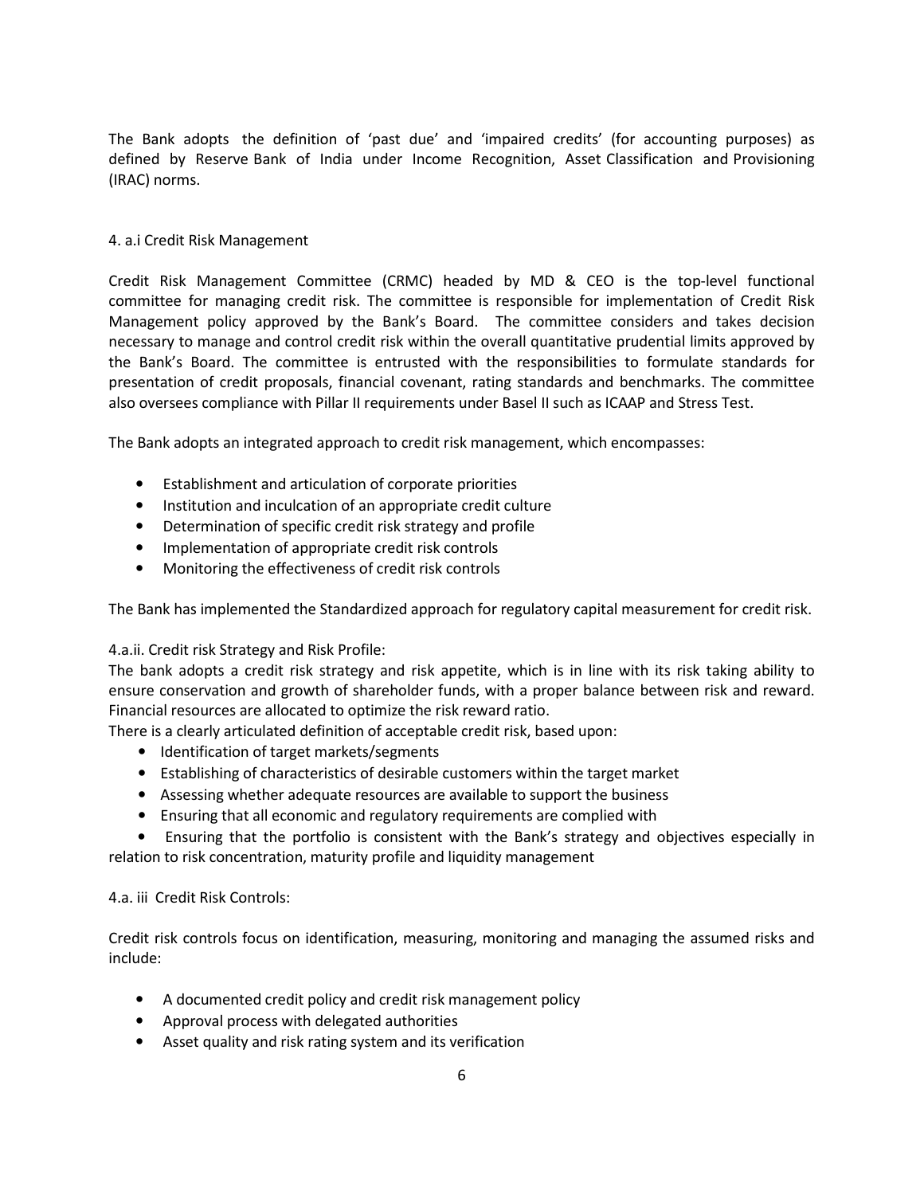The Bank adopts the definition of 'past due' and 'impaired credits' (for accounting purposes) as defined by Reserve Bank of India under Income Recognition, Asset Classification and Provisioning (IRAC) norms.

### 4. a.i Credit Risk Management

Credit Risk Management Committee (CRMC) headed by MD & CEO is the top-level functional committee for managing credit risk. The committee is responsible for implementation of Credit Risk Management policy approved by the Bank's Board. The committee considers and takes decision necessary to manage and control credit risk within the overall quantitative prudential limits approved by the Bank's Board. The committee is entrusted with the responsibilities to formulate standards for presentation of credit proposals, financial covenant, rating standards and benchmarks. The committee also oversees compliance with Pillar II requirements under Basel II such as ICAAP and Stress Test.

The Bank adopts an integrated approach to credit risk management, which encompasses:

- Establishment and articulation of corporate priorities
- Institution and inculcation of an appropriate credit culture
- Determination of specific credit risk strategy and profile
- Implementation of appropriate credit risk controls
- Monitoring the effectiveness of credit risk controls

The Bank has implemented the Standardized approach for regulatory capital measurement for credit risk.

### 4.a.ii. Credit risk Strategy and Risk Profile:

The bank adopts a credit risk strategy and risk appetite, which is in line with its risk taking ability to ensure conservation and growth of shareholder funds, with a proper balance between risk and reward. Financial resources are allocated to optimize the risk reward ratio.

There is a clearly articulated definition of acceptable credit risk, based upon:

- Identification of target markets/segments
- Establishing of characteristics of desirable customers within the target market
- Assessing whether adequate resources are available to support the business
- Ensuring that all economic and regulatory requirements are complied with
- Ensuring that the portfolio is consistent with the Bank's strategy and objectives especially in relation to risk concentration, maturity profile and liquidity management

### 4.a. iii Credit Risk Controls:

Credit risk controls focus on identification, measuring, monitoring and managing the assumed risks and include:

- A documented credit policy and credit risk management policy
- Approval process with delegated authorities
- Asset quality and risk rating system and its verification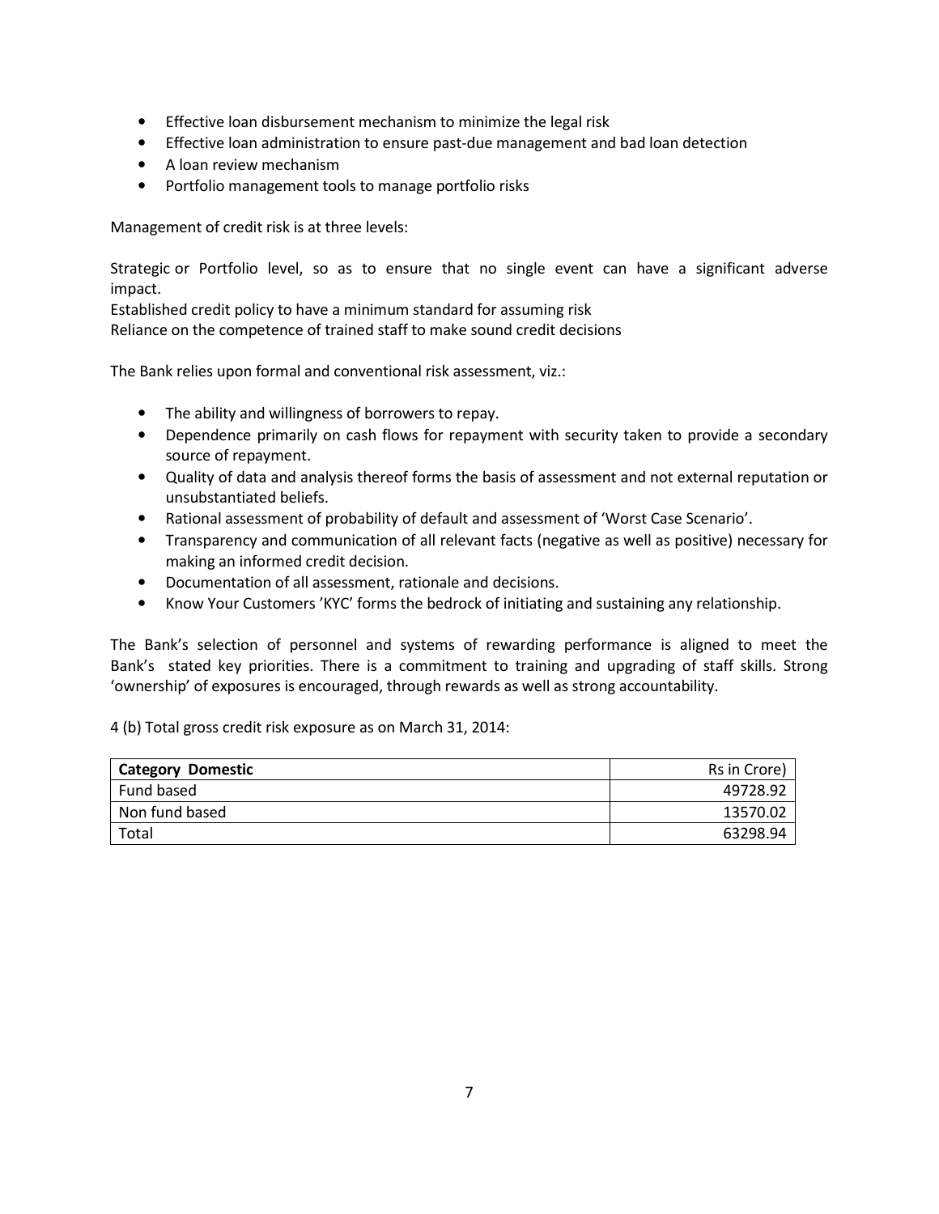- Effective loan disbursement mechanism to minimize the legal risk
- Effective loan administration to ensure past-due management and bad loan detection
- A loan review mechanism
- Portfolio management tools to manage portfolio risks

Management of credit risk is at three levels:

Strategic or Portfolio level, so as to ensure that no single event can have a significant adverse impact.
Established credit policy to have a minimum standard for assuming risk
Reliance on the competence of trained staff to make sound credit decisions

The Bank relies upon formal and conventional risk assessment, viz.:

- The ability and willingness of borrowers to repay.
- Dependence primarily on cash flows for repayment with security taken to provide a secondary source of repayment.
- Quality of data and analysis thereof forms the basis of assessment and not external reputation or unsubstantiated beliefs.
- Rational assessment of probability of default and assessment of 'Worst Case Scenario'.
- Transparency and communication of all relevant facts (negative as well as positive) necessary for making an informed credit decision.
- Documentation of all assessment, rationale and decisions.
- Know Your Customers 'KYC' forms the bedrock of initiating and sustaining any relationship.

The Bank's selection of personnel and systems of rewarding performance is aligned to meet the Bank's stated key priorities. There is a commitment to training and upgrading of staff skills. Strong 'ownership' of exposures is encouraged, through rewards as well as strong accountability.

4 (b) Total gross credit risk exposure as on March 31, 2014:

| **Category Domestic** | Rs in Crore) |
|---|---:|
| Fund based | 49728.92 |
| Non fund based | 13570.02 |
| Total | 63298.94 |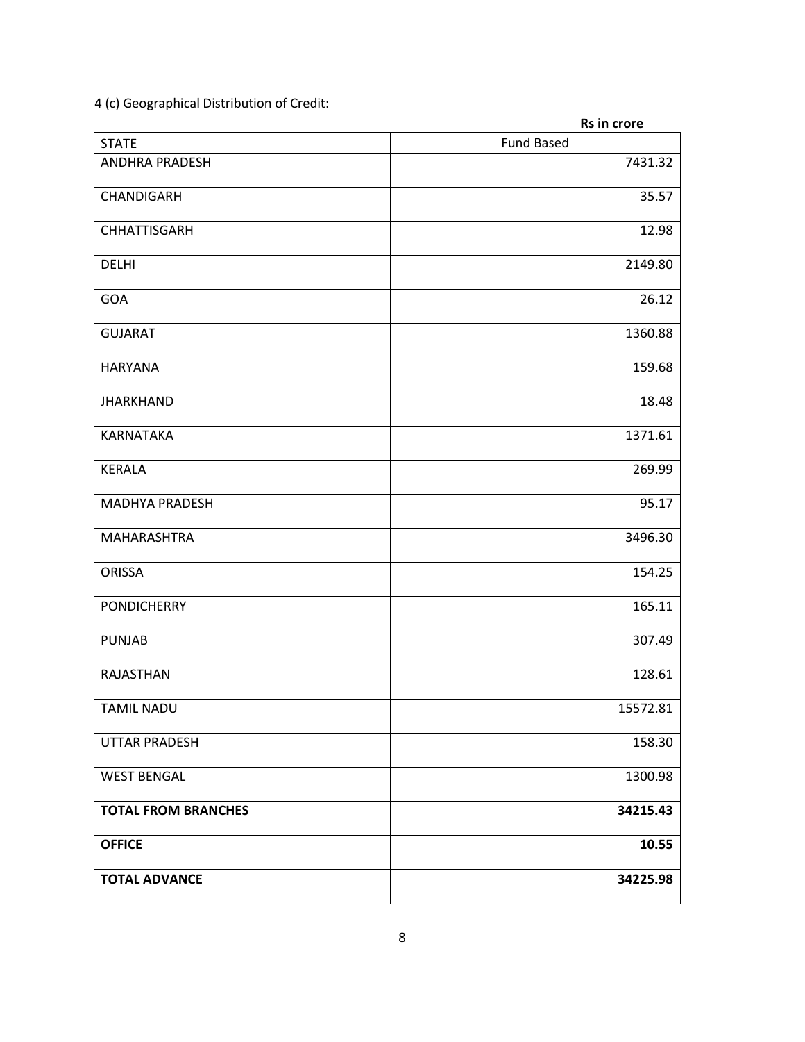4 (c) Geographical Distribution of Credit:

**Rs in crore**

| STATE | Fund Based |
|---|---|
| ANDHRA PRADESH | 7431.32 |
| CHANDIGARH | 35.57 |
| CHHATTISGARH | 12.98 |
| DELHI | 2149.80 |
| GOA | 26.12 |
| GUJARAT | 1360.88 |
| HARYANA | 159.68 |
| JHARKHAND | 18.48 |
| KARNATAKA | 1371.61 |
| KERALA | 269.99 |
| MADHYA PRADESH | 95.17 |
| MAHARASHTRA | 3496.30 |
| ORISSA | 154.25 |
| PONDICHERRY | 165.11 |
| PUNJAB | 307.49 |
| RAJASTHAN | 128.61 |
| TAMIL NADU | 15572.81 |
| UTTAR PRADESH | 158.30 |
| WEST BENGAL | 1300.98 |
| **TOTAL FROM BRANCHES** | **34215.43** |
| **OFFICE** | **10.55** |
| **TOTAL ADVANCE** | **34225.98** |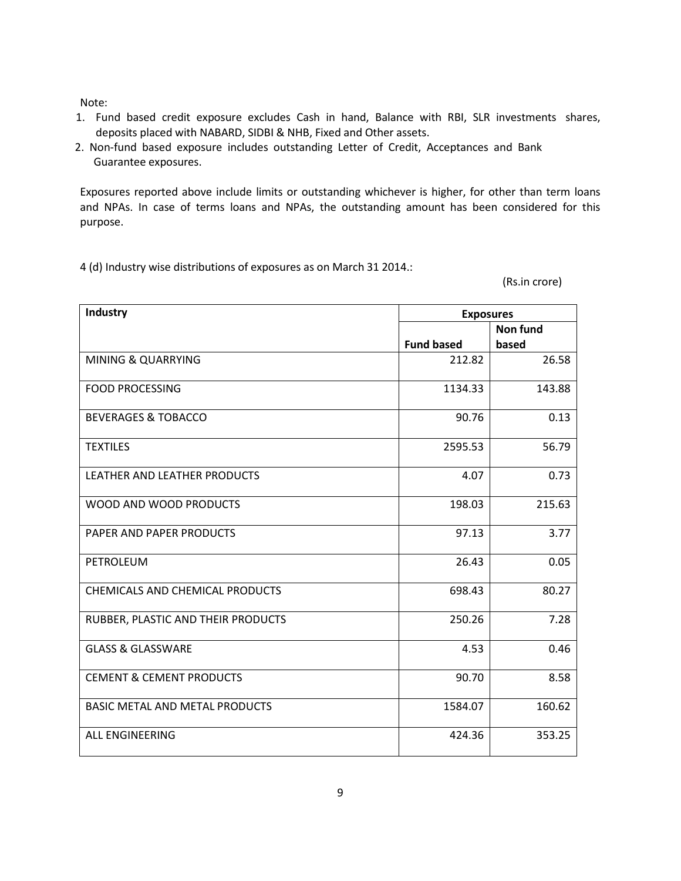Note:

1. Fund based credit exposure excludes Cash in hand, Balance with RBI, SLR investments shares, deposits placed with NABARD, SIDBI & NHB, Fixed and Other assets.
2. Non-fund based exposure includes outstanding Letter of Credit, Acceptances and Bank Guarantee exposures.

Exposures reported above include limits or outstanding whichever is higher, for other than term loans and NPAs. In case of terms loans and NPAs, the outstanding amount has been considered for this purpose.

4 (d) Industry wise distributions of exposures as on March 31 2014.:

(Rs.in crore)

| **Industry** | **Exposures** | |
|---|---|---|
| | **Fund based** | **Non fund based** |
| MINING & QUARRYING | 212.82 | 26.58 |
| FOOD PROCESSING | 1134.33 | 143.88 |
| BEVERAGES & TOBACCO | 90.76 | 0.13 |
| TEXTILES | 2595.53 | 56.79 |
| LEATHER AND LEATHER PRODUCTS | 4.07 | 0.73 |
| WOOD AND WOOD PRODUCTS | 198.03 | 215.63 |
| PAPER AND PAPER PRODUCTS | 97.13 | 3.77 |
| PETROLEUM | 26.43 | 0.05 |
| CHEMICALS AND CHEMICAL PRODUCTS | 698.43 | 80.27 |
| RUBBER, PLASTIC AND THEIR PRODUCTS | 250.26 | 7.28 |
| GLASS & GLASSWARE | 4.53 | 0.46 |
| CEMENT & CEMENT PRODUCTS | 90.70 | 8.58 |
| BASIC METAL AND METAL PRODUCTS | 1584.07 | 160.62 |
| ALL ENGINEERING | 424.36 | 353.25 |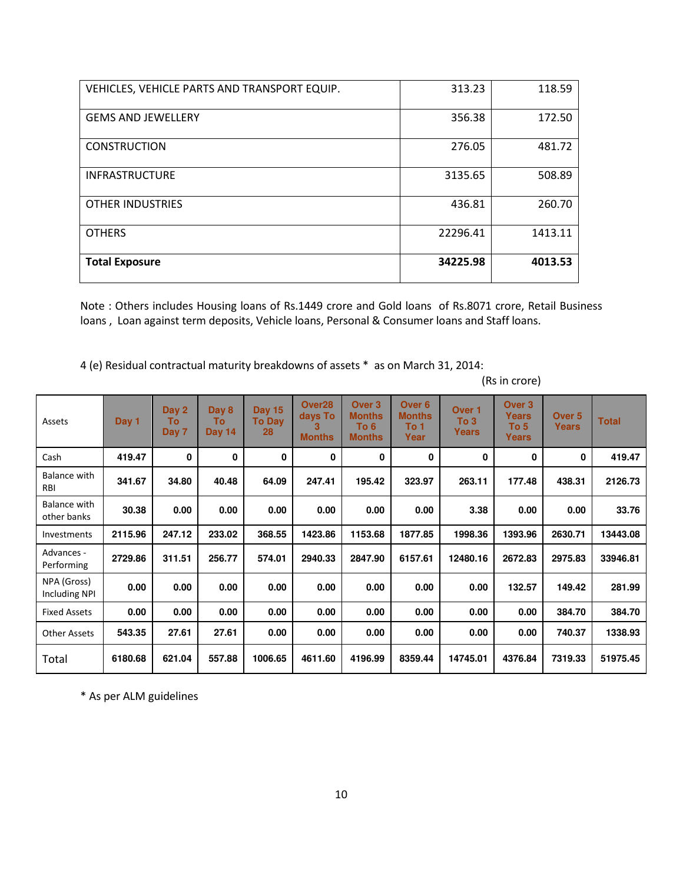| | | |
|---|---|---|
| VEHICLES, VEHICLE PARTS AND TRANSPORT EQUIP. | 313.23 | 118.59 |
| GEMS AND JEWELLERY | 356.38 | 172.50 |
| CONSTRUCTION | 276.05 | 481.72 |
| INFRASTRUCTURE | 3135.65 | 508.89 |
| OTHER INDUSTRIES | 436.81 | 260.70 |
| OTHERS | 22296.41 | 1413.11 |
| **Total Exposure** | **34225.98** | **4013.53** |

Note : Others includes Housing loans of Rs.1449 crore and Gold loans of Rs.8071 crore, Retail Business loans , Loan against term deposits, Vehicle loans, Personal & Consumer loans and Staff loans.

4 (e) Residual contractual maturity breakdowns of assets * as on March 31, 2014:

(Rs in crore)

| Assets | Day 1 | Day 2 To Day 7 | Day 8 To Day 14 | Day 15 To Day 28 | Over28 days To 3 Months | Over 3 Months To 6 Months | Over 6 Months To 1 Year | Over 1 To 3 Years | Over 3 Years To 5 Years | Over 5 Years | Total |
|---|---|---|---|---|---|---|---|---|---|---|---|
| Cash | 419.47 | 0 | 0 | 0 | 0 | 0 | 0 | 0 | 0 | 0 | 419.47 |
| Balance with RBI | 341.67 | 34.80 | 40.48 | 64.09 | 247.41 | 195.42 | 323.97 | 263.11 | 177.48 | 438.31 | 2126.73 |
| Balance with other banks | 30.38 | 0.00 | 0.00 | 0.00 | 0.00 | 0.00 | 0.00 | 3.38 | 0.00 | 0.00 | 33.76 |
| Investments | 2115.96 | 247.12 | 233.02 | 368.55 | 1423.86 | 1153.68 | 1877.85 | 1998.36 | 1393.96 | 2630.71 | 13443.08 |
| Advances - Performing | 2729.86 | 311.51 | 256.77 | 574.01 | 2940.33 | 2847.90 | 6157.61 | 12480.16 | 2672.83 | 2975.83 | 33946.81 |
| NPA (Gross) Including NPI | 0.00 | 0.00 | 0.00 | 0.00 | 0.00 | 0.00 | 0.00 | 0.00 | 132.57 | 149.42 | 281.99 |
| Fixed Assets | 0.00 | 0.00 | 0.00 | 0.00 | 0.00 | 0.00 | 0.00 | 0.00 | 0.00 | 384.70 | 384.70 |
| Other Assets | 543.35 | 27.61 | 27.61 | 0.00 | 0.00 | 0.00 | 0.00 | 0.00 | 0.00 | 740.37 | 1338.93 |
| Total | 6180.68 | 621.04 | 557.88 | 1006.65 | 4611.60 | 4196.99 | 8359.44 | 14745.01 | 4376.84 | 7319.33 | 51975.45 |

* As per ALM guidelines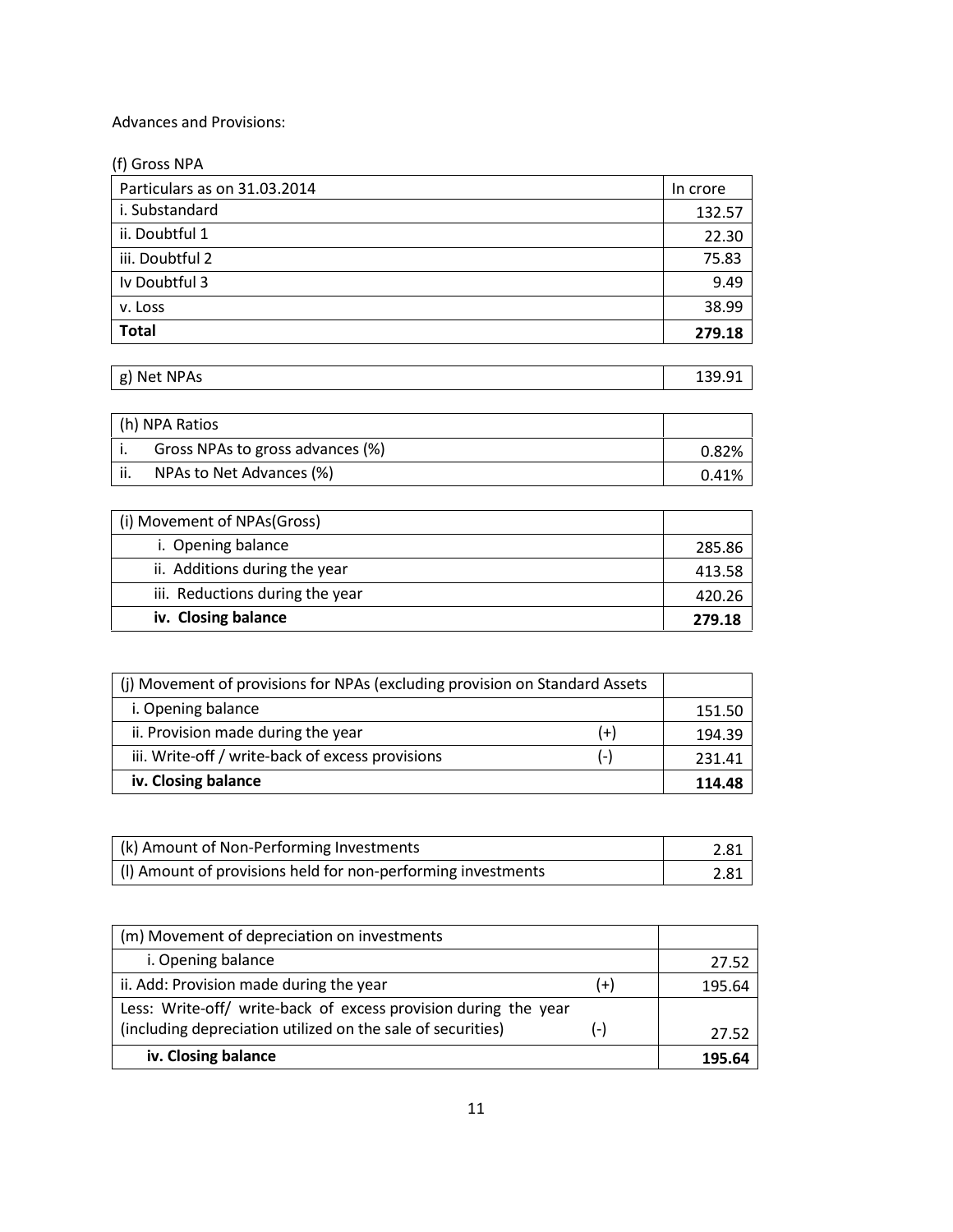Advances and Provisions:

(f) Gross NPA

| Particulars as on 31.03.2014 | In crore |
|---|---|
| i. Substandard | 132.57 |
| ii. Doubtful 1 | 22.30 |
| iii. Doubtful 2 | 75.83 |
| Iv Doubtful 3 | 9.49 |
| v. Loss | 38.99 |
| **Total** | **279.18** |

| g) Net NPAs | 139.91 |
|---|---|

| (h) NPA Ratios | |
|---|---|
| i. Gross NPAs to gross advances (%) | 0.82% |
| ii. NPAs to Net Advances (%) | 0.41% |

| (i) Movement of NPAs(Gross) | |
|---|---|
| i. Opening balance | 285.86 |
| ii. Additions during the year | 413.58 |
| iii. Reductions during the year | 420.26 |
| **iv. Closing balance** | **279.18** |

| (j) Movement of provisions for NPAs (excluding provision on Standard Assets | | |
|---|---|---|
| i. Opening balance | | 151.50 |
| ii. Provision made during the year | (+) | 194.39 |
| iii. Write-off / write-back of excess provisions | (-) | 231.41 |
| **iv. Closing balance** | | **114.48** |

| (k) Amount of Non-Performing Investments | 2.81 |
|---|---|
| (l) Amount of provisions held for non-performing investments | 2.81 |

| (m) Movement of depreciation on investments | | |
|---|---|---|
| i. Opening balance | | 27.52 |
| ii. Add: Provision made during the year | (+) | 195.64 |
| Less: Write-off/ write-back of excess provision during the year (including depreciation utilized on the sale of securities) | (-) | 27.52 |
| **iv. Closing balance** | | **195.64** |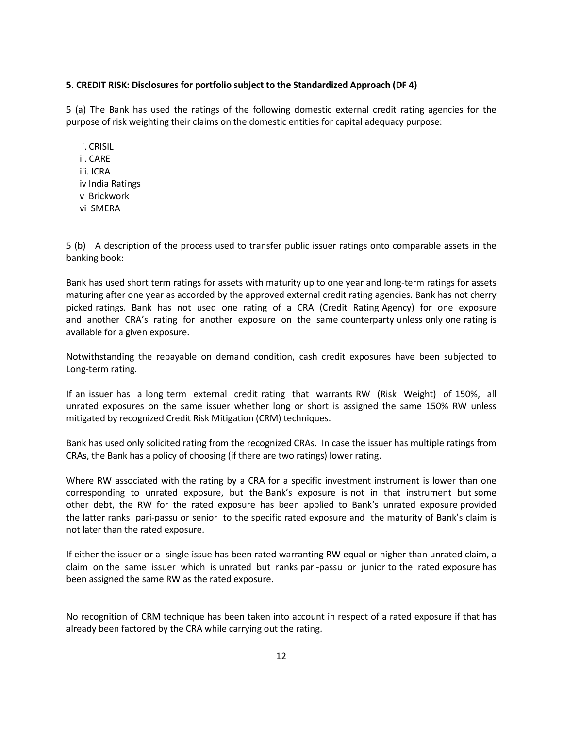**5. CREDIT RISK: Disclosures for portfolio subject to the Standardized Approach (DF 4)**

5 (a) The Bank has used the ratings of the following domestic external credit rating agencies for the purpose of risk weighting their claims on the domestic entities for capital adequacy purpose:

i. CRISIL
ii. CARE
iii. ICRA
iv India Ratings
v Brickwork
vi SMERA

5 (b) A description of the process used to transfer public issuer ratings onto comparable assets in the banking book:

Bank has used short term ratings for assets with maturity up to one year and long-term ratings for assets maturing after one year as accorded by the approved external credit rating agencies. Bank has not cherry picked ratings. Bank has not used one rating of a CRA (Credit Rating Agency) for one exposure and another CRA's rating for another exposure on the same counterparty unless only one rating is available for a given exposure.

Notwithstanding the repayable on demand condition, cash credit exposures have been subjected to Long-term rating.

If an issuer has a long term external credit rating that warrants RW (Risk Weight) of 150%, all unrated exposures on the same issuer whether long or short is assigned the same 150% RW unless mitigated by recognized Credit Risk Mitigation (CRM) techniques.

Bank has used only solicited rating from the recognized CRAs. In case the issuer has multiple ratings from CRAs, the Bank has a policy of choosing (if there are two ratings) lower rating.

Where RW associated with the rating by a CRA for a specific investment instrument is lower than one corresponding to unrated exposure, but the Bank's exposure is not in that instrument but some other debt, the RW for the rated exposure has been applied to Bank's unrated exposure provided the latter ranks pari-passu or senior to the specific rated exposure and the maturity of Bank's claim is not later than the rated exposure.

If either the issuer or a single issue has been rated warranting RW equal or higher than unrated claim, a claim on the same issuer which is unrated but ranks pari-passu or junior to the rated exposure has been assigned the same RW as the rated exposure.

No recognition of CRM technique has been taken into account in respect of a rated exposure if that has already been factored by the CRA while carrying out the rating.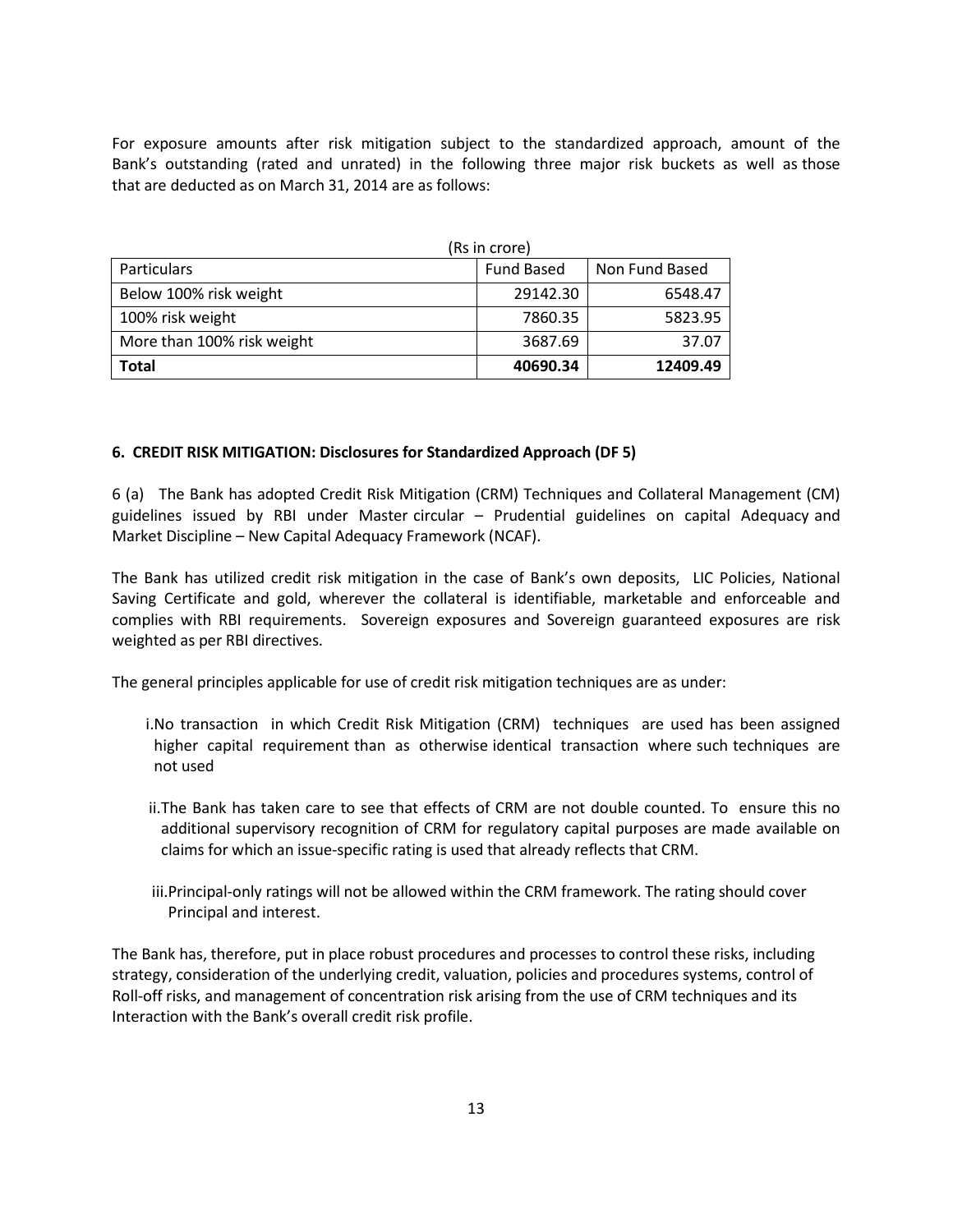For exposure amounts after risk mitigation subject to the standardized approach, amount of the Bank's outstanding (rated and unrated) in the following three major risk buckets as well as those that are deducted as on March 31, 2014 are as follows:

(Rs in crore)

| Particulars | Fund Based | Non Fund Based |
|---|---|---|
| Below 100% risk weight | 29142.30 | 6548.47 |
| 100% risk weight | 7860.35 | 5823.95 |
| More than 100% risk weight | 3687.69 | 37.07 |
| **Total** | **40690.34** | **12409.49** |

**6. CREDIT RISK MITIGATION: Disclosures for Standardized Approach (DF 5)**

6 (a) The Bank has adopted Credit Risk Mitigation (CRM) Techniques and Collateral Management (CM) guidelines issued by RBI under Master circular – Prudential guidelines on capital Adequacy and Market Discipline – New Capital Adequacy Framework (NCAF).

The Bank has utilized credit risk mitigation in the case of Bank's own deposits, LIC Policies, National Saving Certificate and gold, wherever the collateral is identifiable, marketable and enforceable and complies with RBI requirements. Sovereign exposures and Sovereign guaranteed exposures are risk weighted as per RBI directives.

The general principles applicable for use of credit risk mitigation techniques are as under:

i. No transaction in which Credit Risk Mitigation (CRM) techniques are used has been assigned higher capital requirement than as otherwise identical transaction where such techniques are not used

ii. The Bank has taken care to see that effects of CRM are not double counted. To ensure this no additional supervisory recognition of CRM for regulatory capital purposes are made available on claims for which an issue-specific rating is used that already reflects that CRM.

iii. Principal-only ratings will not be allowed within the CRM framework. The rating should cover Principal and interest.

The Bank has, therefore, put in place robust procedures and processes to control these risks, including strategy, consideration of the underlying credit, valuation, policies and procedures systems, control of Roll-off risks, and management of concentration risk arising from the use of CRM techniques and its Interaction with the Bank's overall credit risk profile.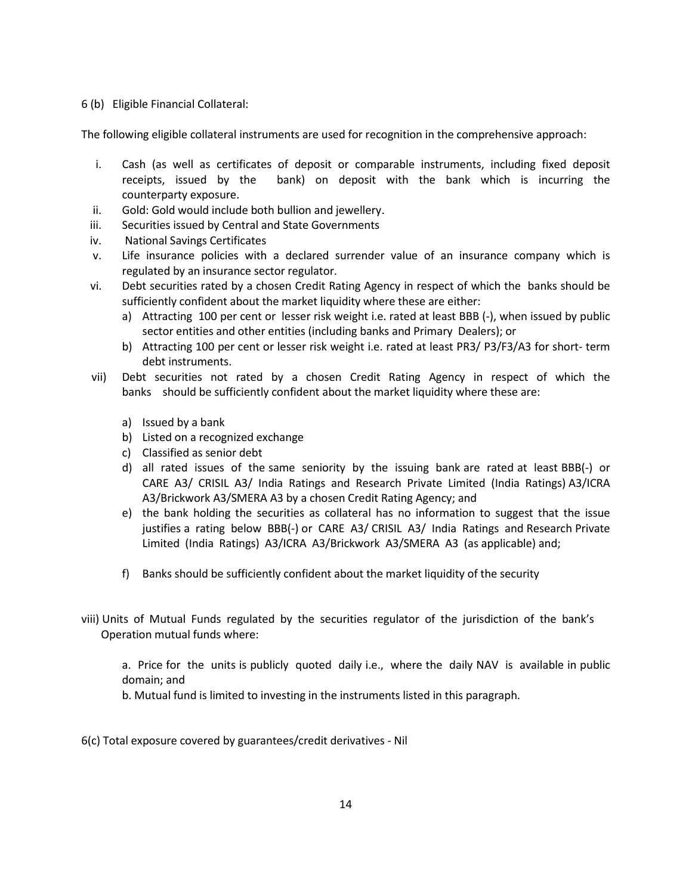6 (b) Eligible Financial Collateral:

The following eligible collateral instruments are used for recognition in the comprehensive approach:

i. Cash (as well as certificates of deposit or comparable instruments, including fixed deposit receipts, issued by the bank) on deposit with the bank which is incurring the counterparty exposure.
ii. Gold: Gold would include both bullion and jewellery.
iii. Securities issued by Central and State Governments
iv. National Savings Certificates
v. Life insurance policies with a declared surrender value of an insurance company which is regulated by an insurance sector regulator.
vi. Debt securities rated by a chosen Credit Rating Agency in respect of which the banks should be sufficiently confident about the market liquidity where these are either:
   a) Attracting 100 per cent or lesser risk weight i.e. rated at least BBB (-), when issued by public sector entities and other entities (including banks and Primary Dealers); or
   b) Attracting 100 per cent or lesser risk weight i.e. rated at least PR3/ P3/F3/A3 for short- term debt instruments.
vii) Debt securities not rated by a chosen Credit Rating Agency in respect of which the banks should be sufficiently confident about the market liquidity where these are:
   a) Issued by a bank
   b) Listed on a recognized exchange
   c) Classified as senior debt
   d) all rated issues of the same seniority by the issuing bank are rated at least BBB(-) or CARE A3/ CRISIL A3/ India Ratings and Research Private Limited (India Ratings) A3/ICRA A3/Brickwork A3/SMERA A3 by a chosen Credit Rating Agency; and
   e) the bank holding the securities as collateral has no information to suggest that the issue justifies a rating below BBB(-) or CARE A3/ CRISIL A3/ India Ratings and Research Private Limited (India Ratings) A3/ICRA A3/Brickwork A3/SMERA A3 (as applicable) and;
   f) Banks should be sufficiently confident about the market liquidity of the security

viii) Units of Mutual Funds regulated by the securities regulator of the jurisdiction of the bank's Operation mutual funds where:

   a. Price for the units is publicly quoted daily i.e., where the daily NAV is available in public domain; and
   b. Mutual fund is limited to investing in the instruments listed in this paragraph.

6(c) Total exposure covered by guarantees/credit derivatives - Nil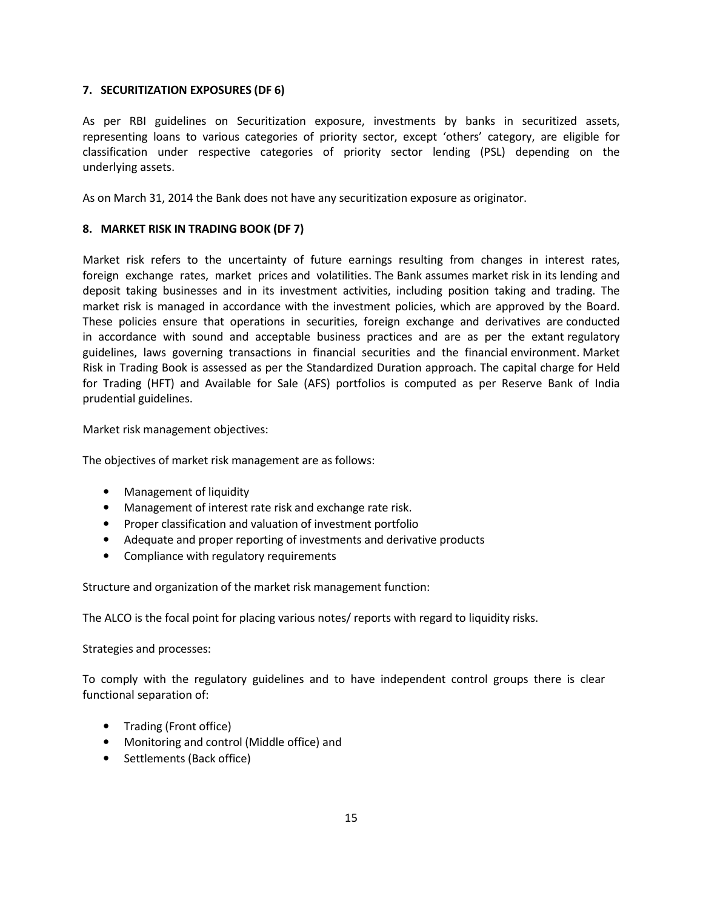## 7. SECURITIZATION EXPOSURES (DF 6)

As per RBI guidelines on Securitization exposure, investments by banks in securitized assets, representing loans to various categories of priority sector, except 'others' category, are eligible for classification under respective categories of priority sector lending (PSL) depending on the underlying assets.

As on March 31, 2014 the Bank does not have any securitization exposure as originator.

## 8. MARKET RISK IN TRADING BOOK (DF 7)

Market risk refers to the uncertainty of future earnings resulting from changes in interest rates, foreign exchange rates, market prices and volatilities. The Bank assumes market risk in its lending and deposit taking businesses and in its investment activities, including position taking and trading. The market risk is managed in accordance with the investment policies, which are approved by the Board. These policies ensure that operations in securities, foreign exchange and derivatives are conducted in accordance with sound and acceptable business practices and are as per the extant regulatory guidelines, laws governing transactions in financial securities and the financial environment. Market Risk in Trading Book is assessed as per the Standardized Duration approach. The capital charge for Held for Trading (HFT) and Available for Sale (AFS) portfolios is computed as per Reserve Bank of India prudential guidelines.

Market risk management objectives:

The objectives of market risk management are as follows:

- Management of liquidity
- Management of interest rate risk and exchange rate risk.
- Proper classification and valuation of investment portfolio
- Adequate and proper reporting of investments and derivative products
- Compliance with regulatory requirements

Structure and organization of the market risk management function:

The ALCO is the focal point for placing various notes/ reports with regard to liquidity risks.

Strategies and processes:

To comply with the regulatory guidelines and to have independent control groups there is clear functional separation of:

- Trading (Front office)
- Monitoring and control (Middle office) and
- Settlements (Back office)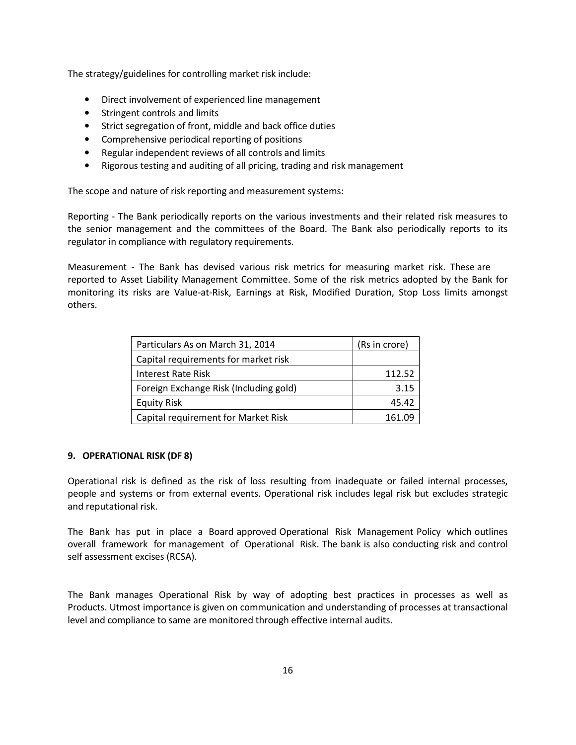The strategy/guidelines for controlling market risk include:

- Direct involvement of experienced line management
- Stringent controls and limits
- Strict segregation of front, middle and back office duties
- Comprehensive periodical reporting of positions
- Regular independent reviews of all controls and limits
- Rigorous testing and auditing of all pricing, trading and risk management

The scope and nature of risk reporting and measurement systems:

Reporting - The Bank periodically reports on the various investments and their related risk measures to the senior management and the committees of the Board. The Bank also periodically reports to its regulator in compliance with regulatory requirements.

Measurement - The Bank has devised various risk metrics for measuring market risk. These are reported to Asset Liability Management Committee. Some of the risk metrics adopted by the Bank for monitoring its risks are Value-at-Risk, Earnings at Risk, Modified Duration, Stop Loss limits amongst others.

| Particulars As on March 31, 2014 | (Rs in crore) |
|---|---|
| Capital requirements for market risk | |
| Interest Rate Risk | 112.52 |
| Foreign Exchange Risk (Including gold) | 3.15 |
| Equity Risk | 45.42 |
| Capital requirement for Market Risk | 161.09 |

**9. OPERATIONAL RISK (DF 8)**

Operational risk is defined as the risk of loss resulting from inadequate or failed internal processes, people and systems or from external events. Operational risk includes legal risk but excludes strategic and reputational risk.

The Bank has put in place a Board approved Operational Risk Management Policy which outlines overall framework for management of Operational Risk. The bank is also conducting risk and control self assessment excises (RCSA).

The Bank manages Operational Risk by way of adopting best practices in processes as well as Products. Utmost importance is given on communication and understanding of processes at transactional level and compliance to same are monitored through effective internal audits.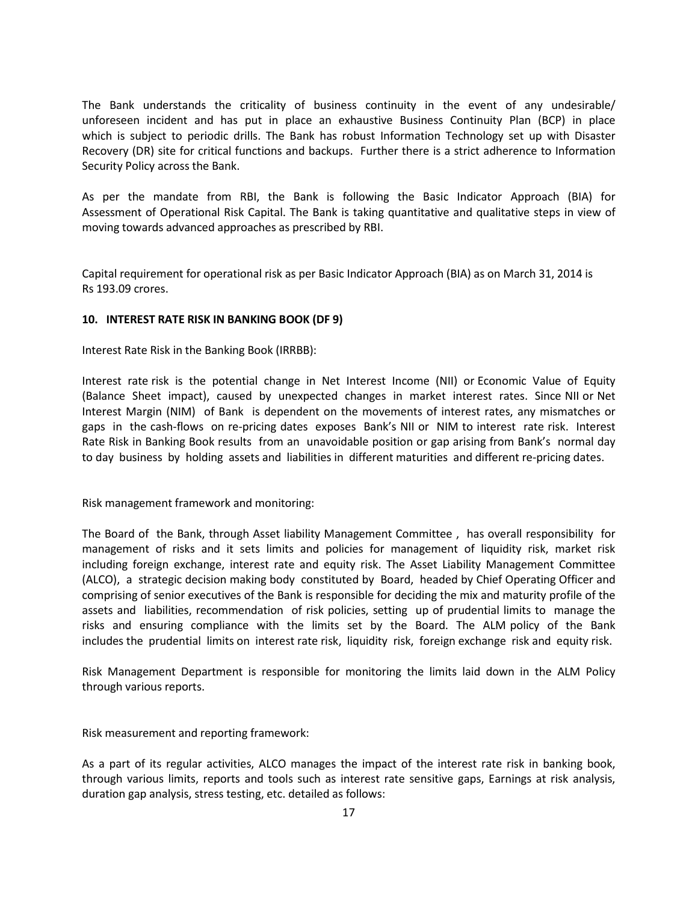The Bank understands the criticality of business continuity in the event of any undesirable/ unforeseen incident and has put in place an exhaustive Business Continuity Plan (BCP) in place which is subject to periodic drills. The Bank has robust Information Technology set up with Disaster Recovery (DR) site for critical functions and backups. Further there is a strict adherence to Information Security Policy across the Bank.

As per the mandate from RBI, the Bank is following the Basic Indicator Approach (BIA) for Assessment of Operational Risk Capital. The Bank is taking quantitative and qualitative steps in view of moving towards advanced approaches as prescribed by RBI.

Capital requirement for operational risk as per Basic Indicator Approach (BIA) as on March 31, 2014 is Rs 193.09 crores.

**10. INTEREST RATE RISK IN BANKING BOOK (DF 9)**

Interest Rate Risk in the Banking Book (IRRBB):

Interest rate risk is the potential change in Net Interest Income (NII) or Economic Value of Equity (Balance Sheet impact), caused by unexpected changes in market interest rates. Since NII or Net Interest Margin (NIM) of Bank is dependent on the movements of interest rates, any mismatches or gaps in the cash-flows on re-pricing dates exposes Bank's NII or NIM to interest rate risk. Interest Rate Risk in Banking Book results from an unavoidable position or gap arising from Bank's normal day to day business by holding assets and liabilities in different maturities and different re-pricing dates.

Risk management framework and monitoring:

The Board of the Bank, through Asset liability Management Committee , has overall responsibility for management of risks and it sets limits and policies for management of liquidity risk, market risk including foreign exchange, interest rate and equity risk. The Asset Liability Management Committee (ALCO), a strategic decision making body constituted by Board, headed by Chief Operating Officer and comprising of senior executives of the Bank is responsible for deciding the mix and maturity profile of the assets and liabilities, recommendation of risk policies, setting up of prudential limits to manage the risks and ensuring compliance with the limits set by the Board. The ALM policy of the Bank includes the prudential limits on interest rate risk, liquidity risk, foreign exchange risk and equity risk.

Risk Management Department is responsible for monitoring the limits laid down in the ALM Policy through various reports.

Risk measurement and reporting framework:

As a part of its regular activities, ALCO manages the impact of the interest rate risk in banking book, through various limits, reports and tools such as interest rate sensitive gaps, Earnings at risk analysis, duration gap analysis, stress testing, etc. detailed as follows: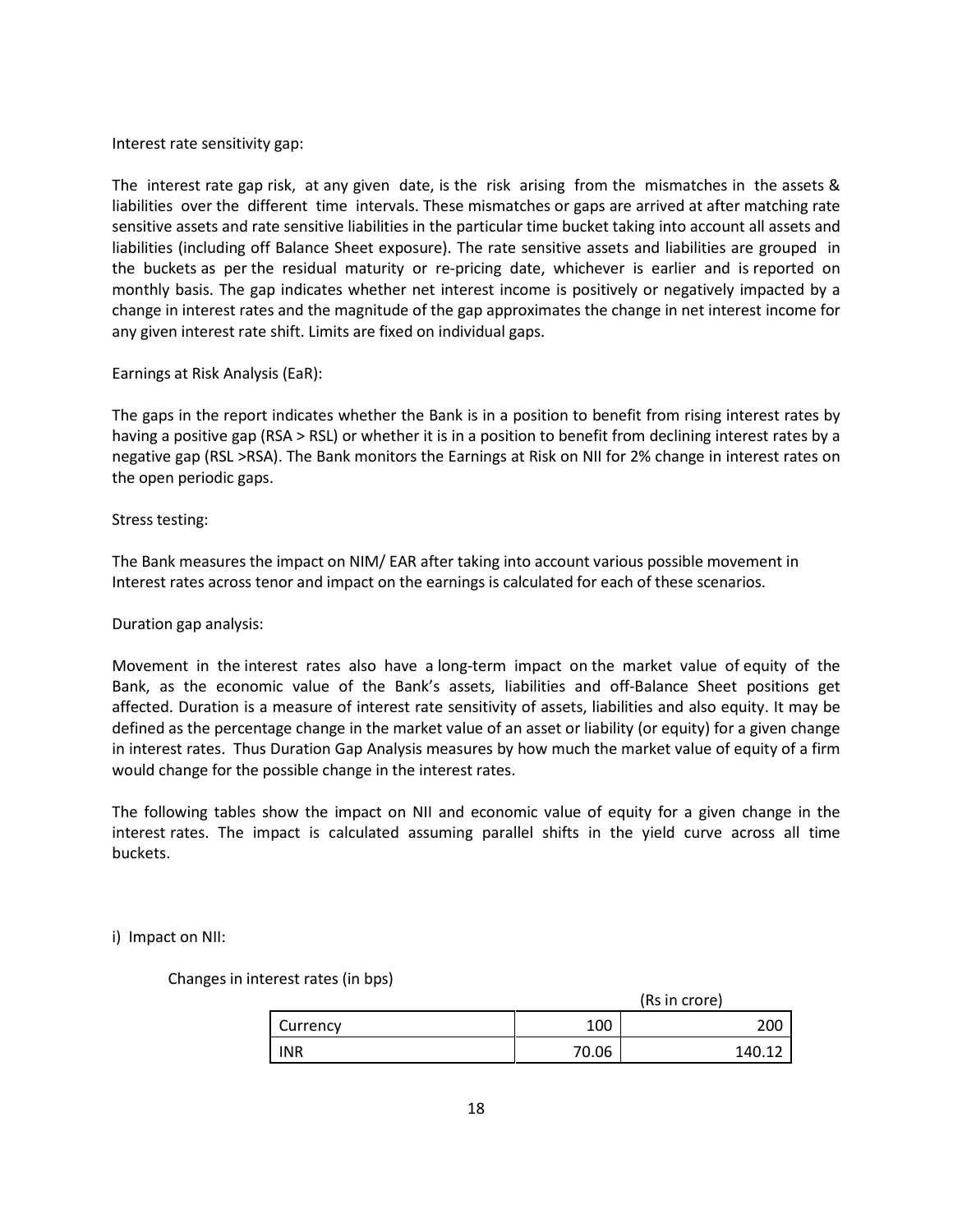Interest rate sensitivity gap:

The interest rate gap risk, at any given date, is the risk arising from the mismatches in the assets & liabilities over the different time intervals. These mismatches or gaps are arrived at after matching rate sensitive assets and rate sensitive liabilities in the particular time bucket taking into account all assets and liabilities (including off Balance Sheet exposure). The rate sensitive assets and liabilities are grouped in the buckets as per the residual maturity or re-pricing date, whichever is earlier and is reported on monthly basis. The gap indicates whether net interest income is positively or negatively impacted by a change in interest rates and the magnitude of the gap approximates the change in net interest income for any given interest rate shift. Limits are fixed on individual gaps.

Earnings at Risk Analysis (EaR):

The gaps in the report indicates whether the Bank is in a position to benefit from rising interest rates by having a positive gap (RSA > RSL) or whether it is in a position to benefit from declining interest rates by a negative gap (RSL >RSA). The Bank monitors the Earnings at Risk on NII for 2% change in interest rates on the open periodic gaps.

Stress testing:

The Bank measures the impact on NIM/ EAR after taking into account various possible movement in Interest rates across tenor and impact on the earnings is calculated for each of these scenarios.

Duration gap analysis:

Movement in the interest rates also have a long-term impact on the market value of equity of the Bank, as the economic value of the Bank's assets, liabilities and off-Balance Sheet positions get affected. Duration is a measure of interest rate sensitivity of assets, liabilities and also equity. It may be defined as the percentage change in the market value of an asset or liability (or equity) for a given change in interest rates. Thus Duration Gap Analysis measures by how much the market value of equity of a firm would change for the possible change in the interest rates.

The following tables show the impact on NII and economic value of equity for a given change in the interest rates. The impact is calculated assuming parallel shifts in the yield curve across all time buckets.

i) Impact on NII:

Changes in interest rates (in bps)

(Rs in crore)

| Currency | 100 | 200 |
| --- | --- | --- |
| INR | 70.06 | 140.12 |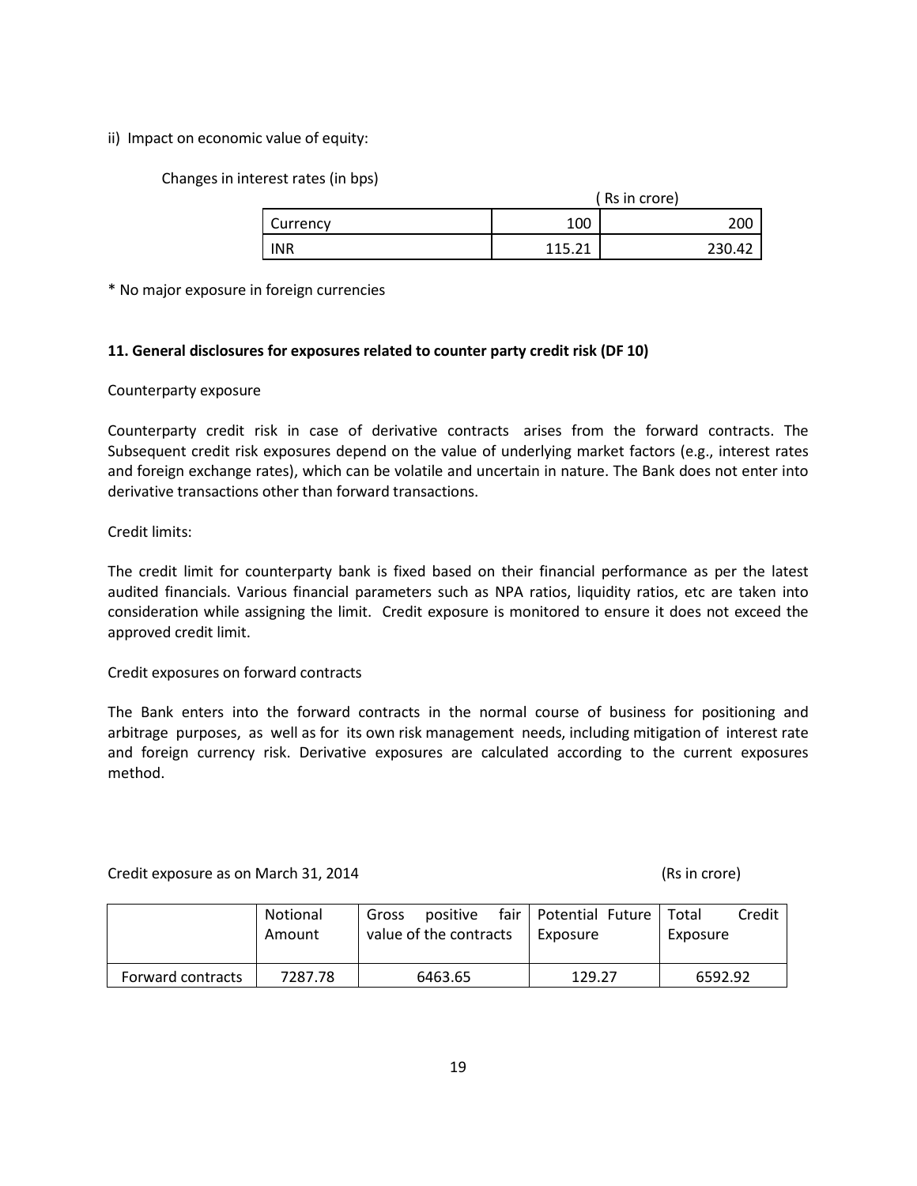ii) Impact on economic value of equity:

Changes in interest rates (in bps)

( Rs in crore)

| Currency | 100 | 200 |
|---|---|---|
| INR | 115.21 | 230.42 |

* No major exposure in foreign currencies

**11. General disclosures for exposures related to counter party credit risk (DF 10)**

Counterparty exposure

Counterparty credit risk in case of derivative contracts arises from the forward contracts. The Subsequent credit risk exposures depend on the value of underlying market factors (e.g., interest rates and foreign exchange rates), which can be volatile and uncertain in nature. The Bank does not enter into derivative transactions other than forward transactions.

Credit limits:

The credit limit for counterparty bank is fixed based on their financial performance as per the latest audited financials. Various financial parameters such as NPA ratios, liquidity ratios, etc are taken into consideration while assigning the limit. Credit exposure is monitored to ensure it does not exceed the approved credit limit.

Credit exposures on forward contracts

The Bank enters into the forward contracts in the normal course of business for positioning and arbitrage purposes, as well as for its own risk management needs, including mitigation of interest rate and foreign currency risk. Derivative exposures are calculated according to the current exposures method.

Credit exposure as on March 31, 2014 (Rs in crore)

| | Notional Amount | Gross positive fair value of the contracts | Potential Future Exposure | Total Credit Exposure |
|---|---|---|---|---|
| Forward contracts | 7287.78 | 6463.65 | 129.27 | 6592.92 |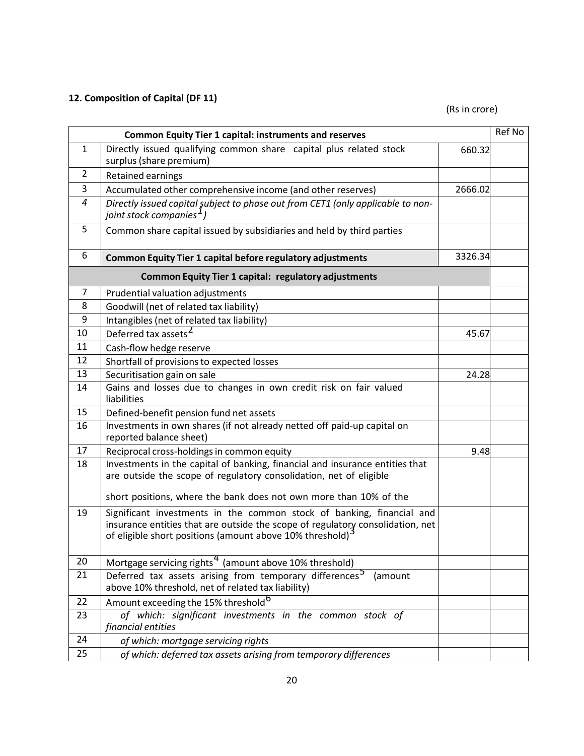**12. Composition of Capital (DF 11)**

(Rs in crore)

| | Common Equity Tier 1 capital: instruments and reserves | | Ref No |
|---|---|---|---|
| 1 | Directly issued qualifying common share capital plus related stock surplus (share premium) | 660.32 | |
| 2 | Retained earnings | | |
| 3 | Accumulated other comprehensive income (and other reserves) | 2666.02 | |
| *4* | *Directly issued capital subject to phase out from CET1 (only applicable to non-joint stock companies[1])* | | |
| 5 | Common share capital issued by subsidiaries and held by third parties | | |
| 6 | **Common Equity Tier 1 capital before regulatory adjustments** | 3326.34 | |
| | **Common Equity Tier 1 capital: regulatory adjustments** | | |
| 7 | Prudential valuation adjustments | | |
| 8 | Goodwill (net of related tax liability) | | |
| 9 | Intangibles (net of related tax liability) | | |
| 10 | Deferred tax assets[2] | 45.67 | |
| 11 | Cash-flow hedge reserve | | |
| 12 | Shortfall of provisions to expected losses | | |
| 13 | Securitisation gain on sale | 24.28 | |
| 14 | Gains and losses due to changes in own credit risk on fair valued liabilities | | |
| 15 | Defined-benefit pension fund net assets | | |
| 16 | Investments in own shares (if not already netted off paid-up capital on reported balance sheet) | | |
| 17 | Reciprocal cross-holdings in common equity | 9.48 | |
| 18 | Investments in the capital of banking, financial and insurance entities that are outside the scope of regulatory consolidation, net of eligible short positions, where the bank does not own more than 10% of the | | |
| 19 | Significant investments in the common stock of banking, financial and insurance entities that are outside the scope of regulatory consolidation, net of eligible short positions (amount above 10% threshold)[3] | | |
| 20 | Mortgage servicing rights[4] (amount above 10% threshold) | | |
| 21 | Deferred tax assets arising from temporary differences[5] (amount above 10% threshold, net of related tax liability) | | |
| 22 | Amount exceeding the 15% threshold[6] | | |
| 23 | *of which: significant investments in the common stock of financial entities* | | |
| 24 | *of which: mortgage servicing rights* | | |
| 25 | *of which: deferred tax assets arising from temporary differences* | | |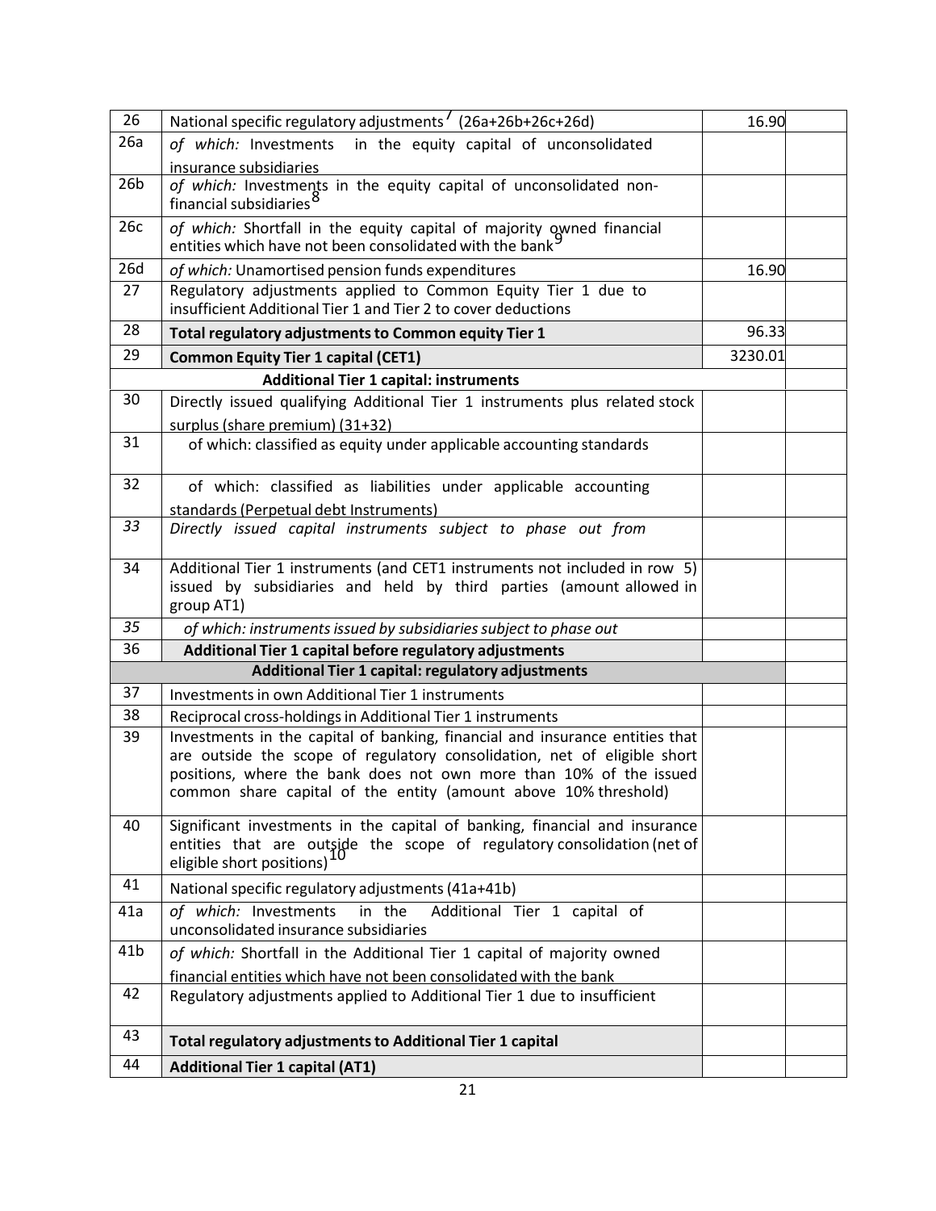| 26 | National specific regulatory adjustments[7] (26a+26b+26c+26d) | 16.90 | |
|---|---|---|---|
| 26a | *of which:* Investments in the equity capital of unconsolidated insurance subsidiaries | | |
| 26b | *of which:* Investments in the equity capital of unconsolidated non-financial subsidiaries[8] | | |
| 26c | *of which:* Shortfall in the equity capital of majority owned financial entities which have not been consolidated with the bank[9] | | |
| 26d | *of which:* Unamortised pension funds expenditures | 16.90 | |
| 27 | Regulatory adjustments applied to Common Equity Tier 1 due to insufficient Additional Tier 1 and Tier 2 to cover deductions | | |
| 28 | **Total regulatory adjustments to Common equity Tier 1** | 96.33 | |
| 29 | **Common Equity Tier 1 capital (CET1)** | 3230.01 | |
| | **Additional Tier 1 capital: instruments** | | |
| 30 | Directly issued qualifying Additional Tier 1 instruments plus related stock surplus (share premium) (31+32) | | |
| 31 | of which: classified as equity under applicable accounting standards | | |
| 32 | of which: classified as liabilities under applicable accounting standards (Perpetual debt Instruments) | | |
| *33* | *Directly issued capital instruments subject to phase out from* | | |
| 34 | Additional Tier 1 instruments (and CET1 instruments not included in row 5) issued by subsidiaries and held by third parties (amount allowed in group AT1) | | |
| *35* | *of which: instruments issued by subsidiaries subject to phase out* | | |
| 36 | **Additional Tier 1 capital before regulatory adjustments** | | |
| | **Additional Tier 1 capital: regulatory adjustments** | | |
| 37 | Investments in own Additional Tier 1 instruments | | |
| 38 | Reciprocal cross-holdings in Additional Tier 1 instruments | | |
| 39 | Investments in the capital of banking, financial and insurance entities that are outside the scope of regulatory consolidation, net of eligible short positions, where the bank does not own more than 10% of the issued common share capital of the entity (amount above 10% threshold) | | |
| 40 | Significant investments in the capital of banking, financial and insurance entities that are outside the scope of regulatory consolidation (net of eligible short positions)[10] | | |
| 41 | National specific regulatory adjustments (41a+41b) | | |
| 41a | *of which:* Investments in the Additional Tier 1 capital of unconsolidated insurance subsidiaries | | |
| 41b | *of which:* Shortfall in the Additional Tier 1 capital of majority owned financial entities which have not been consolidated with the bank | | |
| 42 | Regulatory adjustments applied to Additional Tier 1 due to insufficient | | |
| 43 | **Total regulatory adjustments to Additional Tier 1 capital** | | |
| 44 | **Additional Tier 1 capital (AT1)** | | |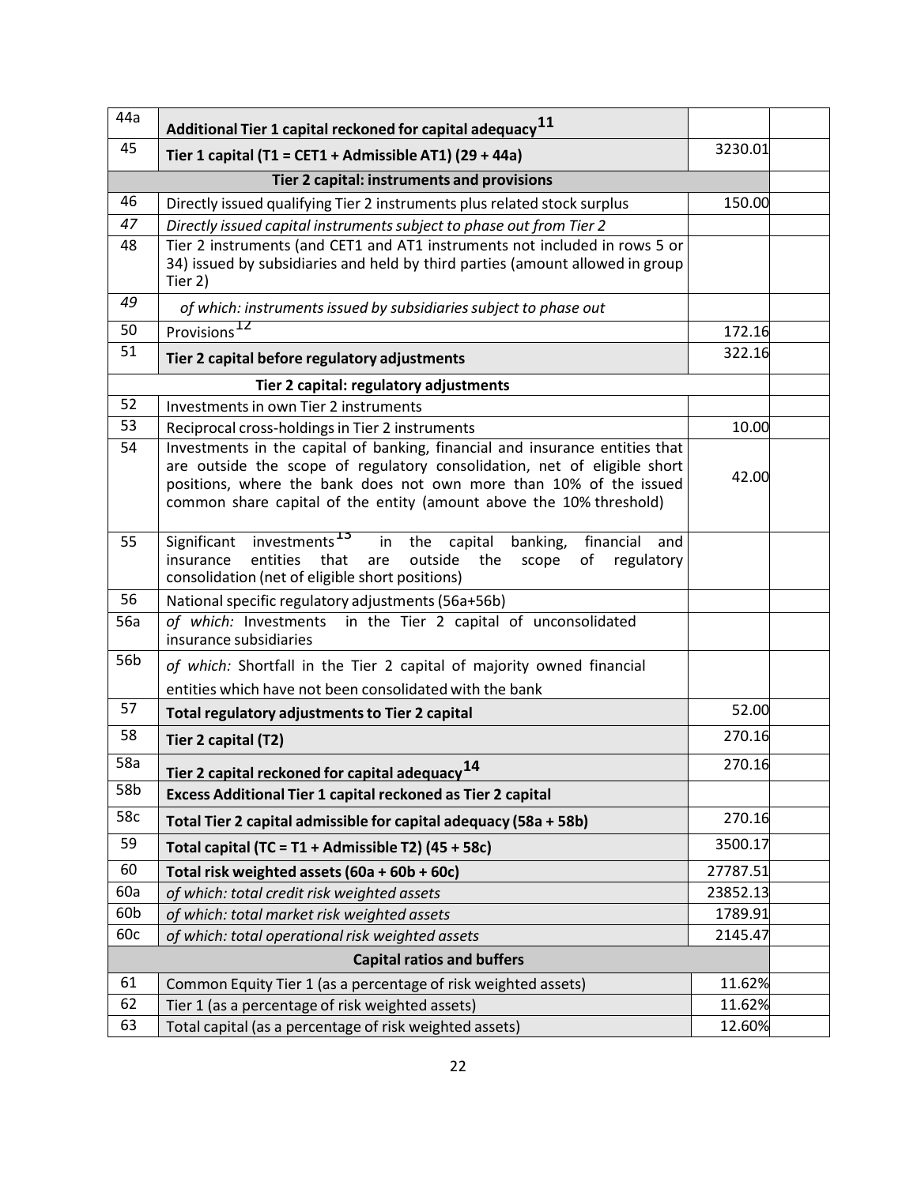| 44a | **Additional Tier 1 capital reckoned for capital adequacy**[11] | | |
|---|---|---|---|
| 45 | **Tier 1 capital (T1 = CET1 + Admissible AT1) (29 + 44a)** | 3230.01 | |
| | **Tier 2 capital: instruments and provisions** | | |
| 46 | Directly issued qualifying Tier 2 instruments plus related stock surplus | 150.00 | |
| *47* | *Directly issued capital instruments subject to phase out from Tier 2* | | |
| 48 | Tier 2 instruments (and CET1 and AT1 instruments not included in rows 5 or 34) issued by subsidiaries and held by third parties (amount allowed in group Tier 2) | | |
| *49* | *of which: instruments issued by subsidiaries subject to phase out* | | |
| 50 | Provisions[12] | 172.16 | |
| 51 | **Tier 2 capital before regulatory adjustments** | 322.16 | |
| | **Tier 2 capital: regulatory adjustments** | | |
| 52 | Investments in own Tier 2 instruments | | |
| 53 | Reciprocal cross-holdings in Tier 2 instruments | 10.00 | |
| 54 | Investments in the capital of banking, financial and insurance entities that are outside the scope of regulatory consolidation, net of eligible short positions, where the bank does not own more than 10% of the issued common share capital of the entity (amount above the 10% threshold) | 42.00 | |
| 55 | Significant investments[13] in the capital banking, financial and insurance entities that are outside the scope of regulatory consolidation (net of eligible short positions) | | |
| 56 | National specific regulatory adjustments (56a+56b) | | |
| 56a | *of which:* Investments in the Tier 2 capital of unconsolidated insurance subsidiaries | | |
| 56b | *of which:* Shortfall in the Tier 2 capital of majority owned financial entities which have not been consolidated with the bank | | |
| 57 | **Total regulatory adjustments to Tier 2 capital** | 52.00 | |
| 58 | **Tier 2 capital (T2)** | 270.16 | |
| 58a | **Tier 2 capital reckoned for capital adequacy**[14] | 270.16 | |
| 58b | **Excess Additional Tier 1 capital reckoned as Tier 2 capital** | | |
| 58c | **Total Tier 2 capital admissible for capital adequacy (58a + 58b)** | 270.16 | |
| 59 | **Total capital (TC = T1 + Admissible T2) (45 + 58c)** | 3500.17 | |
| 60 | **Total risk weighted assets (60a + 60b + 60c)** | 27787.51 | |
| 60a | *of which: total credit risk weighted assets* | 23852.13 | |
| 60b | *of which: total market risk weighted assets* | 1789.91 | |
| 60c | *of which: total operational risk weighted assets* | 2145.47 | |
| | **Capital ratios and buffers** | | |
| 61 | Common Equity Tier 1 (as a percentage of risk weighted assets) | 11.62% | |
| 62 | Tier 1 (as a percentage of risk weighted assets) | 11.62% | |
| 63 | Total capital (as a percentage of risk weighted assets) | 12.60% | |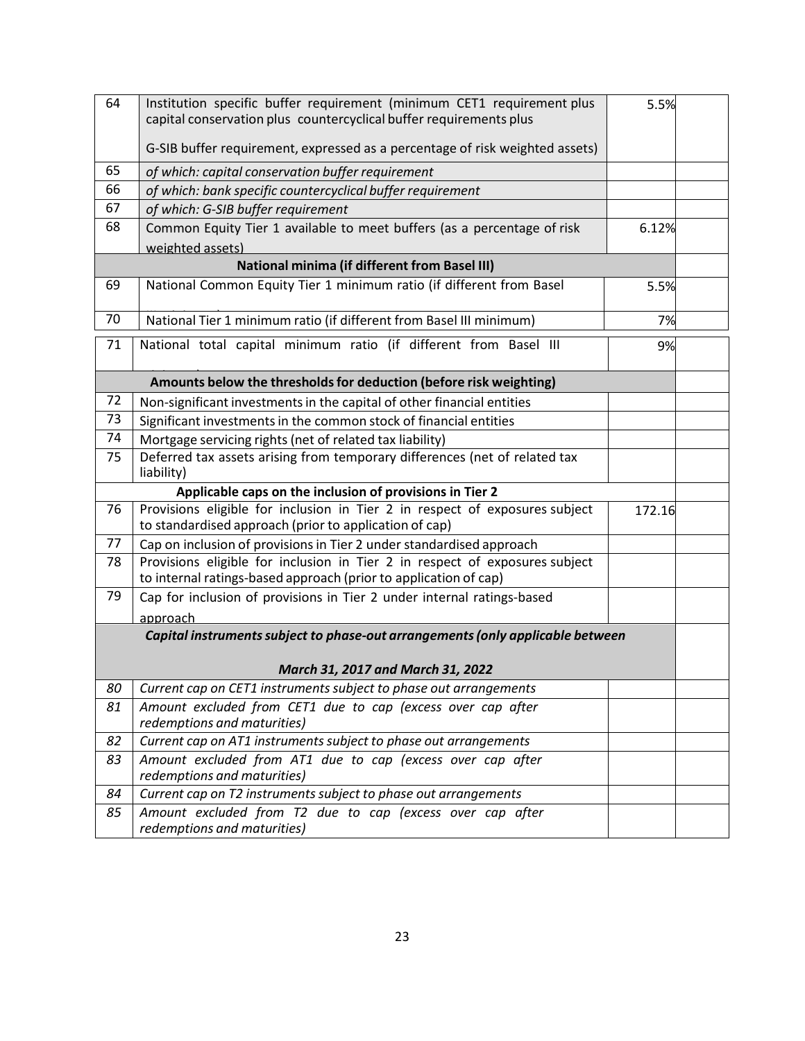| 64 | Institution specific buffer requirement (minimum CET1 requirement plus capital conservation plus countercyclical buffer requirements plus G-SIB buffer requirement, expressed as a percentage of risk weighted assets) | 5.5% | |
|---|---|---|---|
| 65 | *of which: capital conservation buffer requirement* | | |
| 66 | *of which: bank specific countercyclical buffer requirement* | | |
| 67 | *of which: G-SIB buffer requirement* | | |
| 68 | Common Equity Tier 1 available to meet buffers (as a percentage of risk weighted assets) | 6.12% | |
| | **National minima (if different from Basel III)** | | |
| 69 | National Common Equity Tier 1 minimum ratio (if different from Basel III minimum) | 5.5% | |
| 70 | National Tier 1 minimum ratio (if different from Basel III minimum) | 7% | |
| 71 | National total capital minimum ratio (if different from Basel III minimum) | 9% | |
| | **Amounts below the thresholds for deduction (before risk weighting)** | | |
| 72 | Non-significant investments in the capital of other financial entities | | |
| 73 | Significant investments in the common stock of financial entities | | |
| 74 | Mortgage servicing rights (net of related tax liability) | | |
| 75 | Deferred tax assets arising from temporary differences (net of related tax liability) | | |
| | **Applicable caps on the inclusion of provisions in Tier 2** | | |
| 76 | Provisions eligible for inclusion in Tier 2 in respect of exposures subject to standardised approach (prior to application of cap) | 172.16 | |
| 77 | Cap on inclusion of provisions in Tier 2 under standardised approach | | |
| 78 | Provisions eligible for inclusion in Tier 2 in respect of exposures subject to internal ratings-based approach (prior to application of cap) | | |
| 79 | Cap for inclusion of provisions in Tier 2 under internal ratings-based approach | | |
| | ***Capital instruments subject to phase-out arrangements (only applicable between March 31, 2017 and March 31, 2022*** | | |
| *80* | *Current cap on CET1 instruments subject to phase out arrangements* | | |
| *81* | *Amount excluded from CET1 due to cap (excess over cap after redemptions and maturities)* | | |
| *82* | *Current cap on AT1 instruments subject to phase out arrangements* | | |
| *83* | *Amount excluded from AT1 due to cap (excess over cap after redemptions and maturities)* | | |
| *84* | *Current cap on T2 instruments subject to phase out arrangements* | | |
| *85* | *Amount excluded from T2 due to cap (excess over cap after redemptions and maturities)* | | |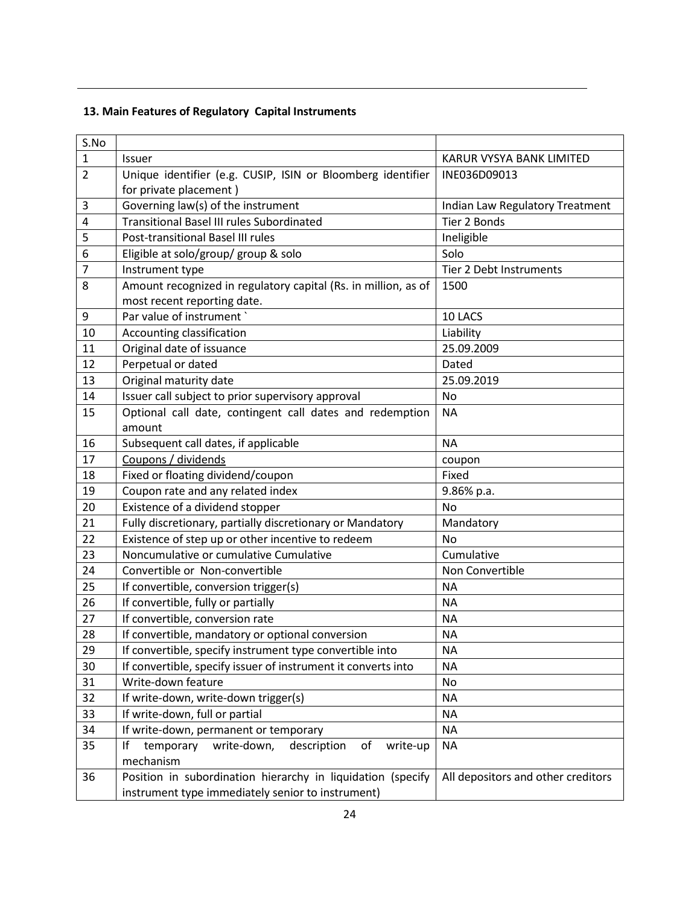### 13. Main Features of Regulatory Capital Instruments

| S.No | | |
|---|---|---|
| 1 | Issuer | KARUR VYSYA BANK LIMITED |
| 2 | Unique identifier (e.g. CUSIP, ISIN or Bloomberg identifier for private placement ) | INE036D09013 |
| 3 | Governing law(s) of the instrument | Indian Law Regulatory Treatment |
| 4 | Transitional Basel III rules Subordinated | Tier 2 Bonds |
| 5 | Post-transitional Basel III rules | Ineligible |
| 6 | Eligible at solo/group/ group & solo | Solo |
| 7 | Instrument type | Tier 2 Debt Instruments |
| 8 | Amount recognized in regulatory capital (Rs. in million, as of most recent reporting date. | 1500 |
| 9 | Par value of instrument ` | 10 LACS |
| 10 | Accounting classification | Liability |
| 11 | Original date of issuance | 25.09.2009 |
| 12 | Perpetual or dated | Dated |
| 13 | Original maturity date | 25.09.2019 |
| 14 | Issuer call subject to prior supervisory approval | No |
| 15 | Optional call date, contingent call dates and redemption amount | NA |
| 16 | Subsequent call dates, if applicable | NA |
| 17 | Coupons / dividends | coupon |
| 18 | Fixed or floating dividend/coupon | Fixed |
| 19 | Coupon rate and any related index | 9.86% p.a. |
| 20 | Existence of a dividend stopper | No |
| 21 | Fully discretionary, partially discretionary or Mandatory | Mandatory |
| 22 | Existence of step up or other incentive to redeem | No |
| 23 | Noncumulative or cumulative Cumulative | Cumulative |
| 24 | Convertible or Non-convertible | Non Convertible |
| 25 | If convertible, conversion trigger(s) | NA |
| 26 | If convertible, fully or partially | NA |
| 27 | If convertible, conversion rate | NA |
| 28 | If convertible, mandatory or optional conversion | NA |
| 29 | If convertible, specify instrument type convertible into | NA |
| 30 | If convertible, specify issuer of instrument it converts into | NA |
| 31 | Write-down feature | No |
| 32 | If write-down, write-down trigger(s) | NA |
| 33 | If write-down, full or partial | NA |
| 34 | If write-down, permanent or temporary | NA |
| 35 | If temporary write-down, description of write-up mechanism | NA |
| 36 | Position in subordination hierarchy in liquidation (specify instrument type immediately senior to instrument) | All depositors and other creditors |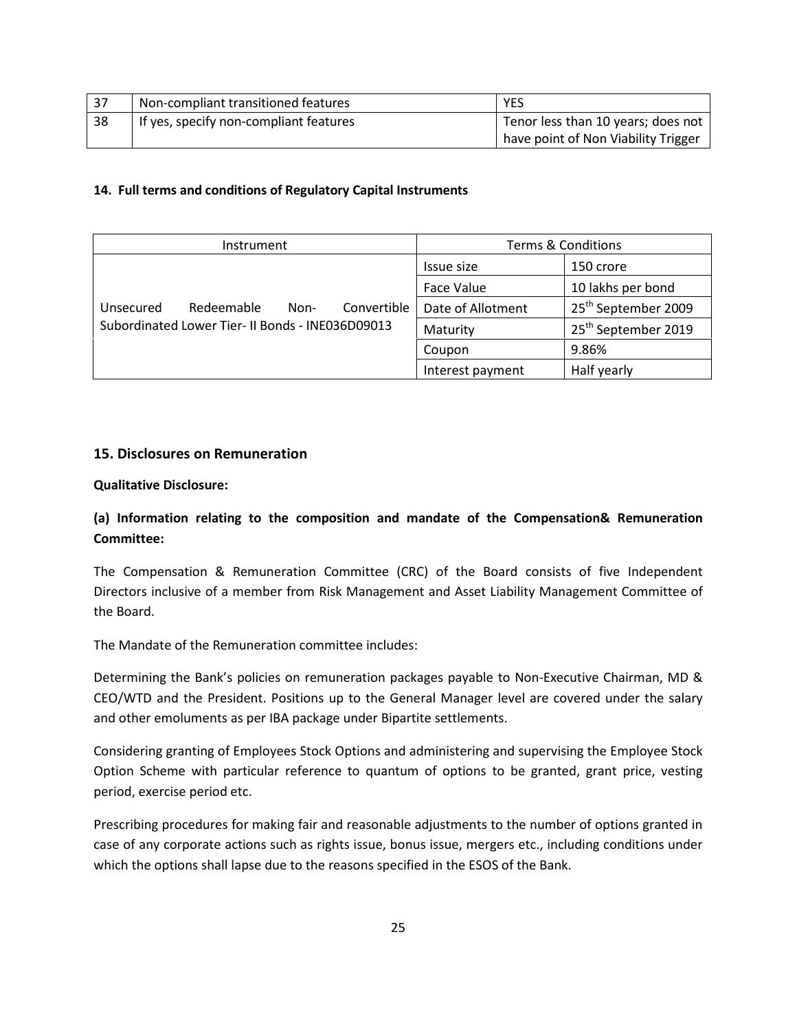| 37 | Non-compliant transitioned features | YES |
|---|---|---|
| 38 | If yes, specify non-compliant features | Tenor less than 10 years; does not have point of Non Viability Trigger |

**14. Full terms and conditions of Regulatory Capital Instruments**

| Instrument | Terms & Conditions | |
|---|---|---|
| Unsecured Redeemable Non- Convertible Subordinated Lower Tier- II Bonds - INE036D09013 | Issue size | 150 crore |
| | Face Value | 10 lakhs per bond |
| | Date of Allotment | 25th September 2009 |
| | Maturity | 25th September 2019 |
| | Coupon | 9.86% |
| | Interest payment | Half yearly |

## 15. Disclosures on Remuneration

**Qualitative Disclosure:**

**(a) Information relating to the composition and mandate of the Compensation& Remuneration Committee:**

The Compensation & Remuneration Committee (CRC) of the Board consists of five Independent Directors inclusive of a member from Risk Management and Asset Liability Management Committee of the Board.

The Mandate of the Remuneration committee includes:

Determining the Bank's policies on remuneration packages payable to Non-Executive Chairman, MD & CEO/WTD and the President. Positions up to the General Manager level are covered under the salary and other emoluments as per IBA package under Bipartite settlements.

Considering granting of Employees Stock Options and administering and supervising the Employee Stock Option Scheme with particular reference to quantum of options to be granted, grant price, vesting period, exercise period etc.

Prescribing procedures for making fair and reasonable adjustments to the number of options granted in case of any corporate actions such as rights issue, bonus issue, mergers etc., including conditions under which the options shall lapse due to the reasons specified in the ESOS of the Bank.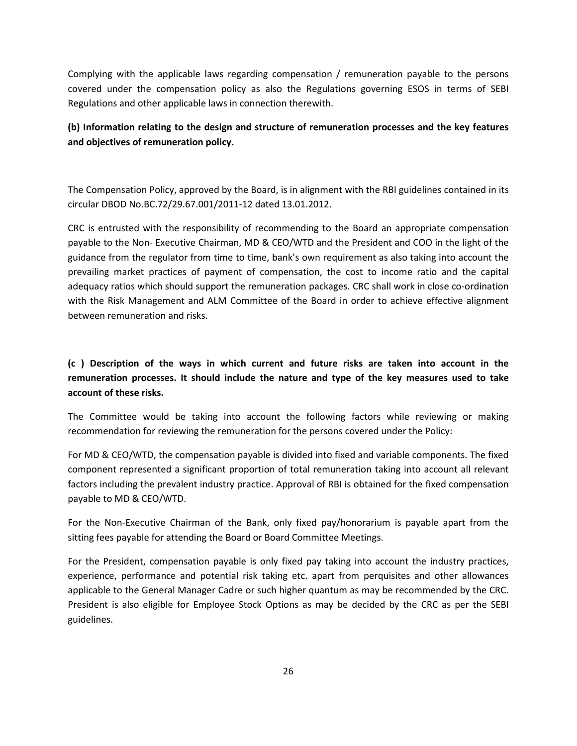Complying with the applicable laws regarding compensation / remuneration payable to the persons covered under the compensation policy as also the Regulations governing ESOS in terms of SEBI Regulations and other applicable laws in connection therewith.

**(b) Information relating to the design and structure of remuneration processes and the key features and objectives of remuneration policy.**

The Compensation Policy, approved by the Board, is in alignment with the RBI guidelines contained in its circular DBOD No.BC.72/29.67.001/2011-12 dated 13.01.2012.

CRC is entrusted with the responsibility of recommending to the Board an appropriate compensation payable to the Non- Executive Chairman, MD & CEO/WTD and the President and COO in the light of the guidance from the regulator from time to time, bank's own requirement as also taking into account the prevailing market practices of payment of compensation, the cost to income ratio and the capital adequacy ratios which should support the remuneration packages. CRC shall work in close co-ordination with the Risk Management and ALM Committee of the Board in order to achieve effective alignment between remuneration and risks.

**(c ) Description of the ways in which current and future risks are taken into account in the remuneration processes. It should include the nature and type of the key measures used to take account of these risks.**

The Committee would be taking into account the following factors while reviewing or making recommendation for reviewing the remuneration for the persons covered under the Policy:

For MD & CEO/WTD, the compensation payable is divided into fixed and variable components. The fixed component represented a significant proportion of total remuneration taking into account all relevant factors including the prevalent industry practice. Approval of RBI is obtained for the fixed compensation payable to MD & CEO/WTD.

For the Non-Executive Chairman of the Bank, only fixed pay/honorarium is payable apart from the sitting fees payable for attending the Board or Board Committee Meetings.

For the President, compensation payable is only fixed pay taking into account the industry practices, experience, performance and potential risk taking etc. apart from perquisites and other allowances applicable to the General Manager Cadre or such higher quantum as may be recommended by the CRC. President is also eligible for Employee Stock Options as may be decided by the CRC as per the SEBI guidelines.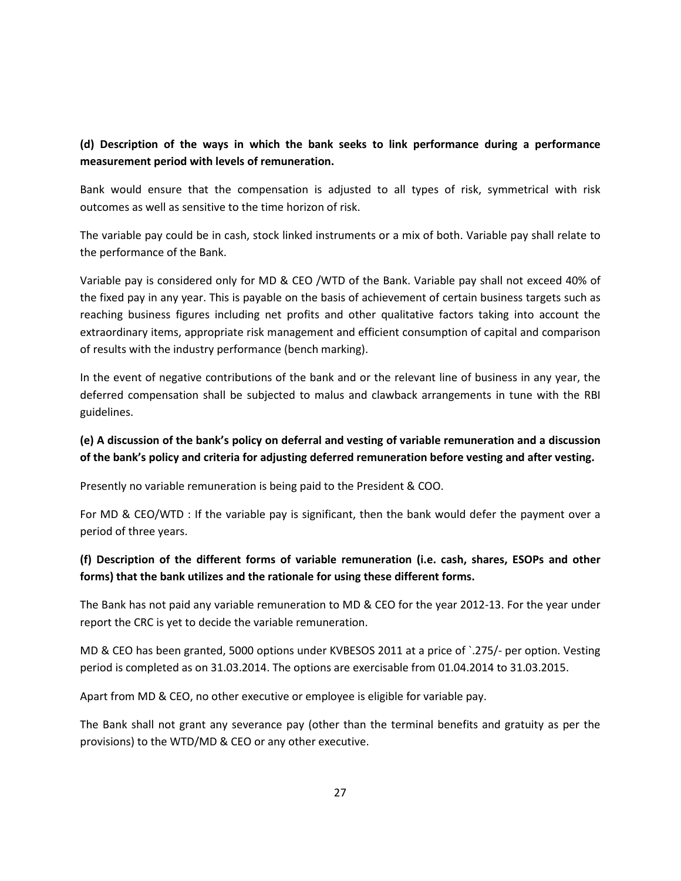**(d) Description of the ways in which the bank seeks to link performance during a performance measurement period with levels of remuneration.**

Bank would ensure that the compensation is adjusted to all types of risk, symmetrical with risk outcomes as well as sensitive to the time horizon of risk.

The variable pay could be in cash, stock linked instruments or a mix of both. Variable pay shall relate to the performance of the Bank.

Variable pay is considered only for MD & CEO /WTD of the Bank. Variable pay shall not exceed 40% of the fixed pay in any year. This is payable on the basis of achievement of certain business targets such as reaching business figures including net profits and other qualitative factors taking into account the extraordinary items, appropriate risk management and efficient consumption of capital and comparison of results with the industry performance (bench marking).

In the event of negative contributions of the bank and or the relevant line of business in any year, the deferred compensation shall be subjected to malus and clawback arrangements in tune with the RBI guidelines.

**(e) A discussion of the bank's policy on deferral and vesting of variable remuneration and a discussion of the bank's policy and criteria for adjusting deferred remuneration before vesting and after vesting.**

Presently no variable remuneration is being paid to the President & COO.

For MD & CEO/WTD : If the variable pay is significant, then the bank would defer the payment over a period of three years.

**(f) Description of the different forms of variable remuneration (i.e. cash, shares, ESOPs and other forms) that the bank utilizes and the rationale for using these different forms.**

The Bank has not paid any variable remuneration to MD & CEO for the year 2012-13. For the year under report the CRC is yet to decide the variable remuneration.

MD & CEO has been granted, 5000 options under KVBESOS 2011 at a price of `.275/- per option. Vesting period is completed as on 31.03.2014. The options are exercisable from 01.04.2014 to 31.03.2015.

Apart from MD & CEO, no other executive or employee is eligible for variable pay.

The Bank shall not grant any severance pay (other than the terminal benefits and gratuity as per the provisions) to the WTD/MD & CEO or any other executive.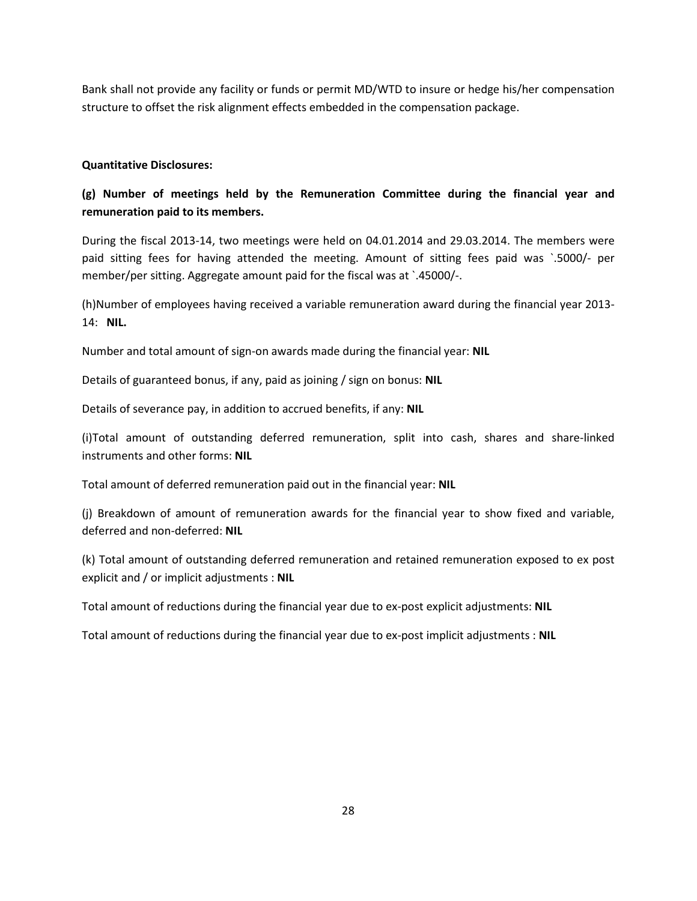Bank shall not provide any facility or funds or permit MD/WTD to insure or hedge his/her compensation structure to offset the risk alignment effects embedded in the compensation package.

**Quantitative Disclosures:**

**(g) Number of meetings held by the Remuneration Committee during the financial year and remuneration paid to its members.**

During the fiscal 2013-14, two meetings were held on 04.01.2014 and 29.03.2014. The members were paid sitting fees for having attended the meeting. Amount of sitting fees paid was `.5000/- per member/per sitting. Aggregate amount paid for the fiscal was at `.45000/-.

(h)Number of employees having received a variable remuneration award during the financial year 2013-14: **NIL.**

Number and total amount of sign-on awards made during the financial year: **NIL**

Details of guaranteed bonus, if any, paid as joining / sign on bonus: **NIL**

Details of severance pay, in addition to accrued benefits, if any: **NIL**

(i)Total amount of outstanding deferred remuneration, split into cash, shares and share-linked instruments and other forms: **NIL**

Total amount of deferred remuneration paid out in the financial year: **NIL**

(j) Breakdown of amount of remuneration awards for the financial year to show fixed and variable, deferred and non-deferred: **NIL**

(k) Total amount of outstanding deferred remuneration and retained remuneration exposed to ex post explicit and / or implicit adjustments : **NIL**

Total amount of reductions during the financial year due to ex-post explicit adjustments: **NIL**

Total amount of reductions during the financial year due to ex-post implicit adjustments : **NIL**